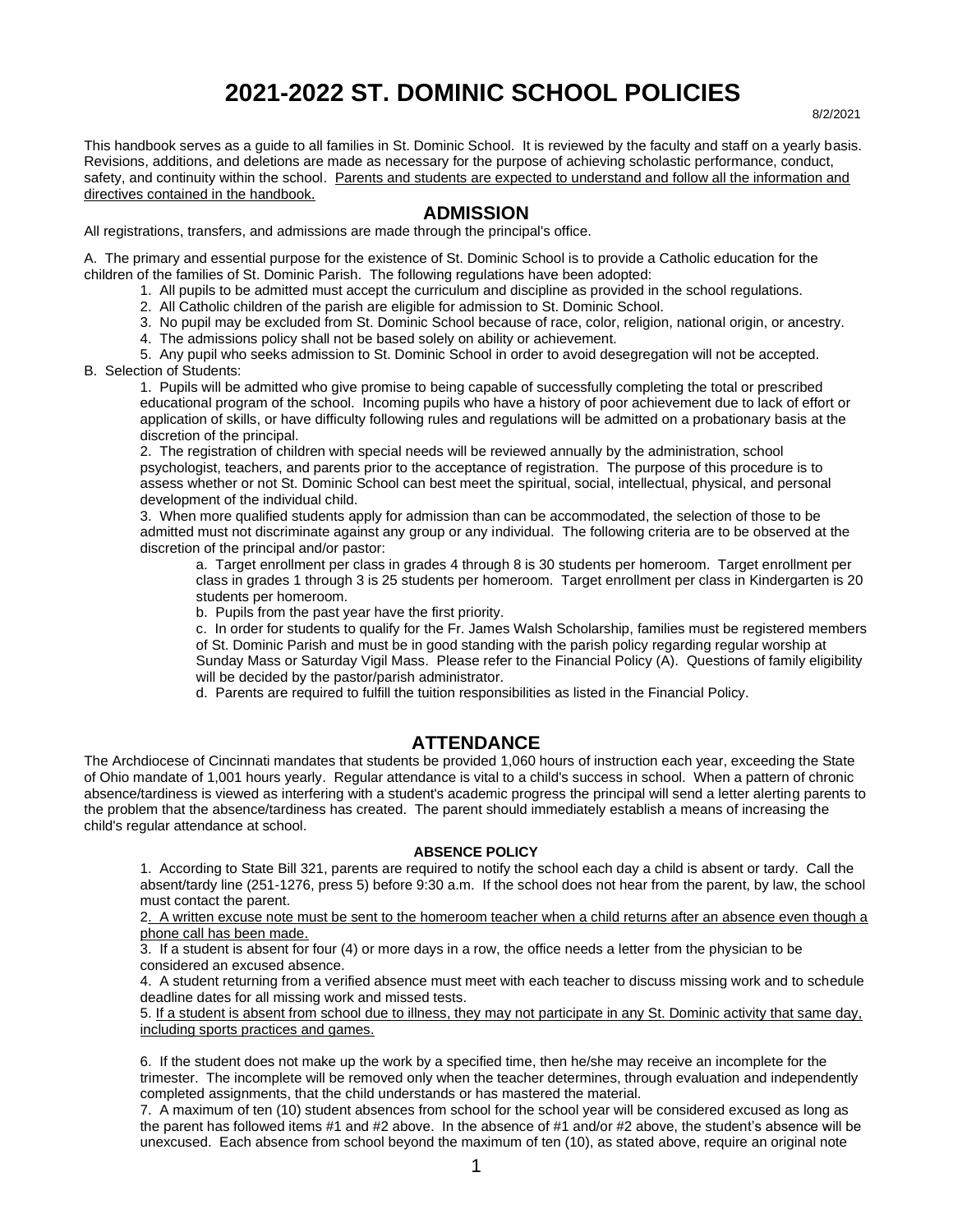# 2021-2022 ST. DOMINIC SCHOOL POLICIES

8/2/2021

This handbook serves as a guide to all families in St. Dominic School. It is reviewed by the faculty and staff on a yearly basis. Revisions, additions, and deletions are made as necessary for the purpose of achieving scholastic performance, conduct, safety, and continuity within the school. Parents and students are expected to understand and follow all the information and directives contained in the handbook.

## ADMISSION

All registrations, transfers, and admissions are made through the principal's office.

A. The primary and essential purpose for the existence of St. Dominic School is to provide a Catholic education for the children of the families of St. Dominic Parish. The following regulations have been adopted:

1. All pupils to be admitted must accept the curriculum and discipline as provided in the school regulations.
2. All Catholic children of the parish are eligible for admission to St. Dominic School.
3. No pupil may be excluded from St. Dominic School because of race, color, religion, national origin, or ancestry.
4. The admissions policy shall not be based solely on ability or achievement.
5. Any pupil who seeks admission to St. Dominic School in order to avoid desegregation will not be accepted.

B. Selection of Students:

1. Pupils will be admitted who give promise to being capable of successfully completing the total or prescribed educational program of the school. Incoming pupils who have a history of poor achievement due to lack of effort or application of skills, or have difficulty following rules and regulations will be admitted on a probationary basis at the discretion of the principal.
2. The registration of children with special needs will be reviewed annually by the administration, school psychologist, teachers, and parents prior to the acceptance of registration. The purpose of this procedure is to assess whether or not St. Dominic School can best meet the spiritual, social, intellectual, physical, and personal development of the individual child.
3. When more qualified students apply for admission than can be accommodated, the selection of those to be admitted must not discriminate against any group or any individual. The following criteria are to be observed at the discretion of the principal and/or pastor:
   a. Target enrollment per class in grades 4 through 8 is 30 students per homeroom. Target enrollment per class in grades 1 through 3 is 25 students per homeroom. Target enrollment per class in Kindergarten is 20 students per homeroom.
   b. Pupils from the past year have the first priority.
   c. In order for students to qualify for the Fr. James Walsh Scholarship, families must be registered members of St. Dominic Parish and must be in good standing with the parish policy regarding regular worship at Sunday Mass or Saturday Vigil Mass. Please refer to the Financial Policy (A). Questions of family eligibility will be decided by the pastor/parish administrator.
   d. Parents are required to fulfill the tuition responsibilities as listed in the Financial Policy.

## ATTENDANCE

The Archdiocese of Cincinnati mandates that students be provided 1,060 hours of instruction each year, exceeding the State of Ohio mandate of 1,001 hours yearly. Regular attendance is vital to a child's success in school. When a pattern of chronic absence/tardiness is viewed as interfering with a student's academic progress the principal will send a letter alerting parents to the problem that the absence/tardiness has created. The parent should immediately establish a means of increasing the child's regular attendance at school.

### ABSENCE POLICY

1. According to State Bill 321, parents are required to notify the school each day a child is absent or tardy. Call the absent/tardy line (251-1276, press 5) before 9:30 a.m. If the school does not hear from the parent, by law, the school must contact the parent.
2. A written excuse note must be sent to the homeroom teacher when a child returns after an absence even though a phone call has been made.
3. If a student is absent for four (4) or more days in a row, the office needs a letter from the physician to be considered an excused absence.
4. A student returning from a verified absence must meet with each teacher to discuss missing work and to schedule deadline dates for all missing work and missed tests.
5. If a student is absent from school due to illness, they may not participate in any St. Dominic activity that same day, including sports practices and games.
6. If the student does not make up the work by a specified time, then he/she may receive an incomplete for the trimester. The incomplete will be removed only when the teacher determines, through evaluation and independently completed assignments, that the child understands or has mastered the material.
7. A maximum of ten (10) student absences from school for the school year will be considered excused as long as the parent has followed items #1 and #2 above. In the absence of #1 and/or #2 above, the student's absence will be unexcused. Each absence from school beyond the maximum of ten (10), as stated above, require an original note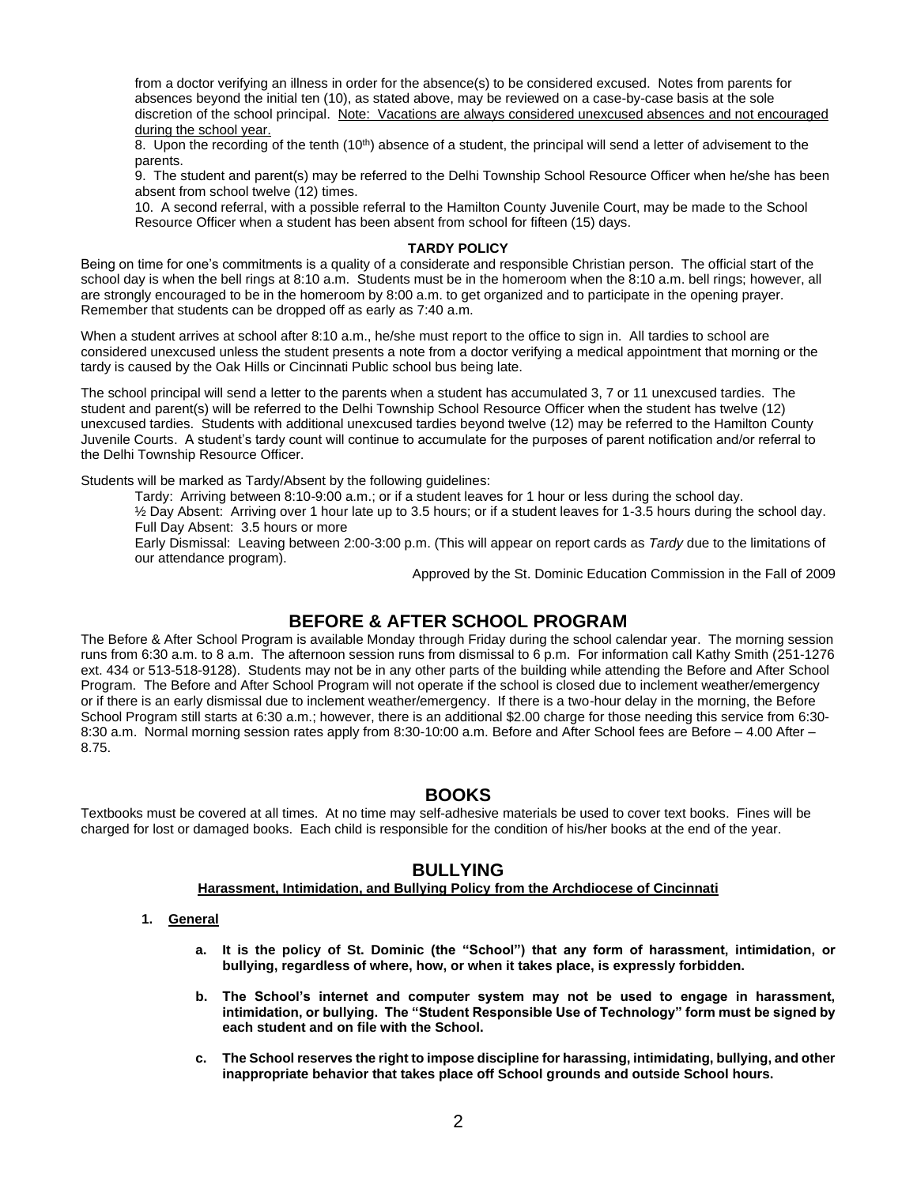from a doctor verifying an illness in order for the absence(s) to be considered excused. Notes from parents for absences beyond the initial ten (10), as stated above, may be reviewed on a case-by-case basis at the sole discretion of the school principal. <u>Note: Vacations are always considered unexcused absences and not encouraged during the school year.</u>

8. Upon the recording of the tenth (10th) absence of a student, the principal will send a letter of advisement to the parents.

9. The student and parent(s) may be referred to the Delhi Township School Resource Officer when he/she has been absent from school twelve (12) times.

10. A second referral, with a possible referral to the Hamilton County Juvenile Court, may be made to the School Resource Officer when a student has been absent from school for fifteen (15) days.

**TARDY POLICY**

Being on time for one's commitments is a quality of a considerate and responsible Christian person. The official start of the school day is when the bell rings at 8:10 a.m. Students must be in the homeroom when the 8:10 a.m. bell rings; however, all are strongly encouraged to be in the homeroom by 8:00 a.m. to get organized and to participate in the opening prayer. Remember that students can be dropped off as early as 7:40 a.m.

When a student arrives at school after 8:10 a.m., he/she must report to the office to sign in. All tardies to school are considered unexcused unless the student presents a note from a doctor verifying a medical appointment that morning or the tardy is caused by the Oak Hills or Cincinnati Public school bus being late.

The school principal will send a letter to the parents when a student has accumulated 3, 7 or 11 unexcused tardies. The student and parent(s) will be referred to the Delhi Township School Resource Officer when the student has twelve (12) unexcused tardies. Students with additional unexcused tardies beyond twelve (12) may be referred to the Hamilton County Juvenile Courts. A student's tardy count will continue to accumulate for the purposes of parent notification and/or referral to the Delhi Township Resource Officer.

Students will be marked as Tardy/Absent by the following guidelines:

Tardy: Arriving between 8:10-9:00 a.m.; or if a student leaves for 1 hour or less during the school day.
½ Day Absent: Arriving over 1 hour late up to 3.5 hours; or if a student leaves for 1-3.5 hours during the school day.
Full Day Absent: 3.5 hours or more
Early Dismissal: Leaving between 2:00-3:00 p.m. (This will appear on report cards as *Tardy* due to the limitations of our attendance program).

Approved by the St. Dominic Education Commission in the Fall of 2009

## BEFORE & AFTER SCHOOL PROGRAM

The Before & After School Program is available Monday through Friday during the school calendar year. The morning session runs from 6:30 a.m. to 8 a.m. The afternoon session runs from dismissal to 6 p.m. For information call Kathy Smith (251-1276 ext. 434 or 513-518-9128). Students may not be in any other parts of the building while attending the Before and After School Program. The Before and After School Program will not operate if the school is closed due to inclement weather/emergency or if there is an early dismissal due to inclement weather/emergency. If there is a two-hour delay in the morning, the Before School Program still starts at 6:30 a.m.; however, there is an additional $2.00 charge for those needing this service from 6:30-8:30 a.m. Normal morning session rates apply from 8:30-10:00 a.m. Before and After School fees are Before – 4.00 After – 8.75.

## BOOKS

Textbooks must be covered at all times. At no time may self-adhesive materials be used to cover text books. Fines will be charged for lost or damaged books. Each child is responsible for the condition of his/her books at the end of the year.

## BULLYING

**<u>Harassment, Intimidation, and Bullying Policy from the Archdiocese of Cincinnati</u>**

1. **<u>General</u>**

   a. **It is the policy of St. Dominic (the "School") that any form of harassment, intimidation, or bullying, regardless of where, how, or when it takes place, is expressly forbidden.**

   b. **The School's internet and computer system may not be used to engage in harassment, intimidation, or bullying. The "Student Responsible Use of Technology" form must be signed by each student and on file with the School.**

   c. **The School reserves the right to impose discipline for harassing, intimidating, bullying, and other inappropriate behavior that takes place off School grounds and outside School hours.**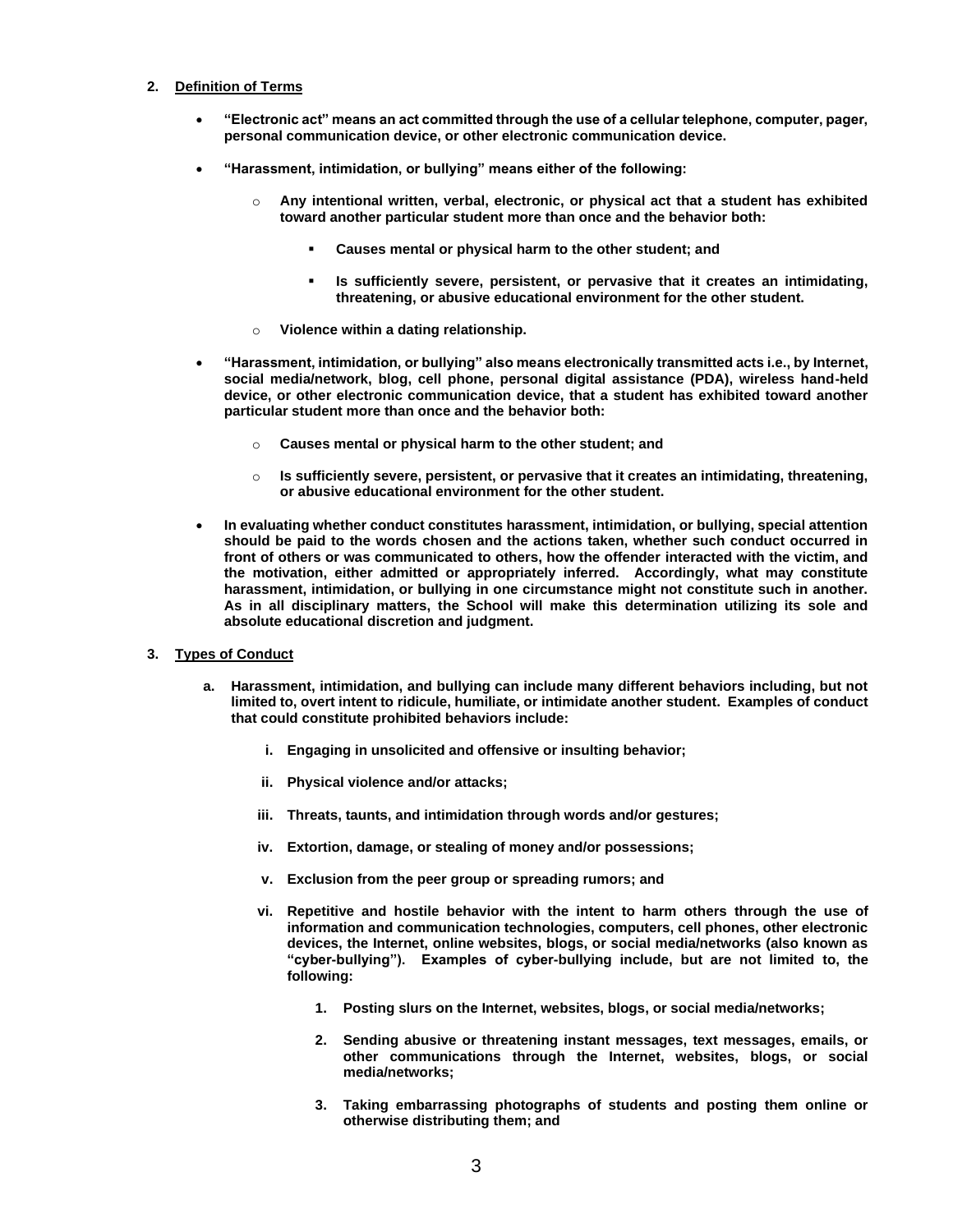## 2. Definition of Terms

- **"Electronic act" means an act committed through the use of a cellular telephone, computer, pager, personal communication device, or other electronic communication device.**
- **"Harassment, intimidation, or bullying" means either of the following:**
  - **Any intentional written, verbal, electronic, or physical act that a student has exhibited toward another particular student more than once and the behavior both:**
    - **Causes mental or physical harm to the other student; and**
    - **Is sufficiently severe, persistent, or pervasive that it creates an intimidating, threatening, or abusive educational environment for the other student.**
  - **Violence within a dating relationship.**
- **"Harassment, intimidation, or bullying" also means electronically transmitted acts i.e., by Internet, social media/network, blog, cell phone, personal digital assistance (PDA), wireless hand-held device, or other electronic communication device, that a student has exhibited toward another particular student more than once and the behavior both:**
  - **Causes mental or physical harm to the other student; and**
  - **Is sufficiently severe, persistent, or pervasive that it creates an intimidating, threatening, or abusive educational environment for the other student.**
- **In evaluating whether conduct constitutes harassment, intimidation, or bullying, special attention should be paid to the words chosen and the actions taken, whether such conduct occurred in front of others or was communicated to others, how the offender interacted with the victim, and the motivation, either admitted or appropriately inferred. Accordingly, what may constitute harassment, intimidation, or bullying in one circumstance might not constitute such in another. As in all disciplinary matters, the School will make this determination utilizing its sole and absolute educational discretion and judgment.**

## 3. Types of Conduct

**a. Harassment, intimidation, and bullying can include many different behaviors including, but not limited to, overt intent to ridicule, humiliate, or intimidate another student. Examples of conduct that could constitute prohibited behaviors include:**

**i. Engaging in unsolicited and offensive or insulting behavior;**

**ii. Physical violence and/or attacks;**

**iii. Threats, taunts, and intimidation through words and/or gestures;**

**iv. Extortion, damage, or stealing of money and/or possessions;**

**v. Exclusion from the peer group or spreading rumors; and**

**vi. Repetitive and hostile behavior with the intent to harm others through the use of information and communication technologies, computers, cell phones, other electronic devices, the Internet, online websites, blogs, or social media/networks (also known as "cyber-bullying"). Examples of cyber-bullying include, but are not limited to, the following:**

1. **Posting slurs on the Internet, websites, blogs, or social media/networks;**
2. **Sending abusive or threatening instant messages, text messages, emails, or other communications through the Internet, websites, blogs, or social media/networks;**
3. **Taking embarrassing photographs of students and posting them online or otherwise distributing them; and**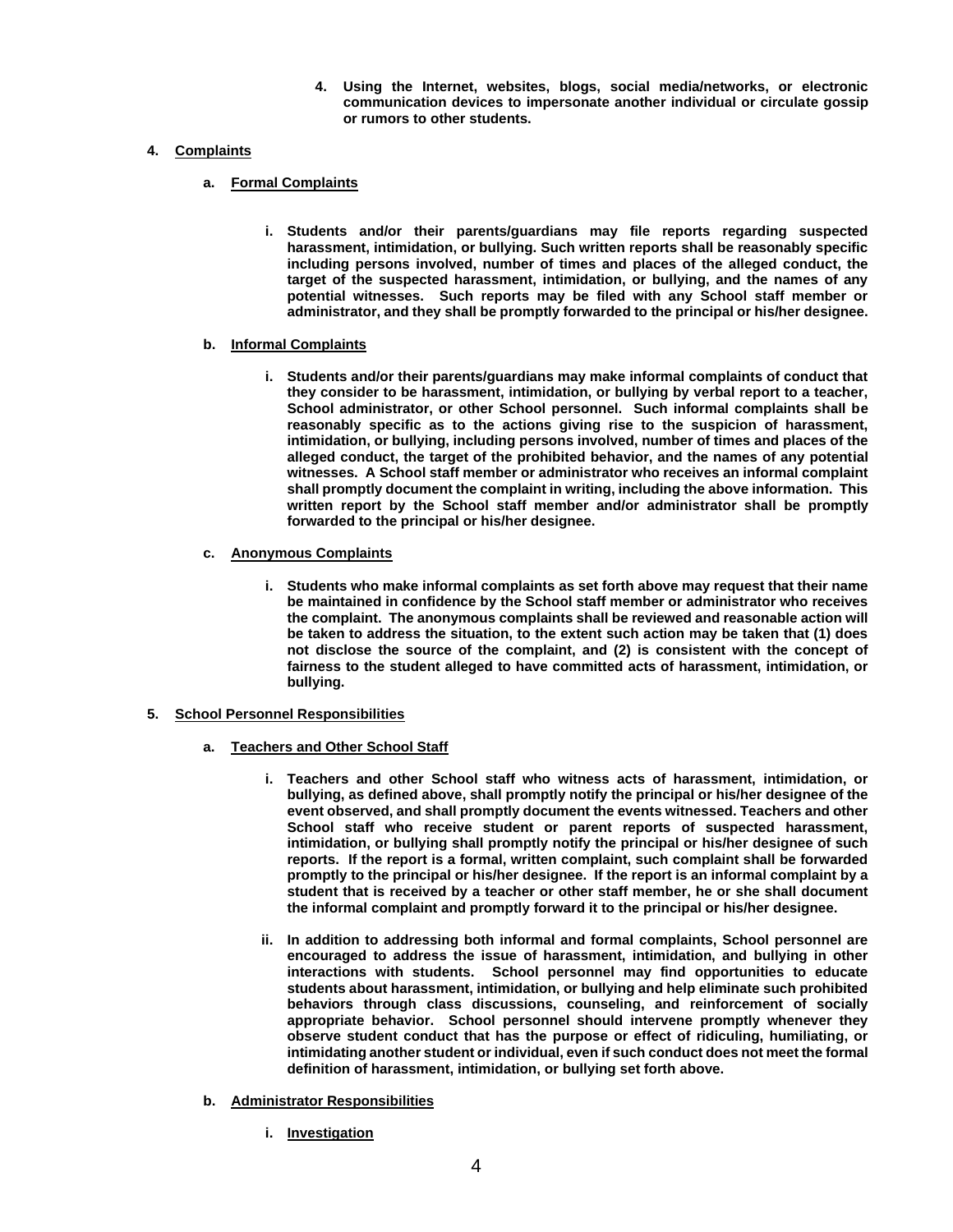4. **Using the Internet, websites, blogs, social media/networks, or electronic communication devices to impersonate another individual or circulate gossip or rumors to other students.**

4. **Complaints**

   a. **Formal Complaints**

      i. **Students and/or their parents/guardians may file reports regarding suspected harassment, intimidation, or bullying. Such written reports shall be reasonably specific including persons involved, number of times and places of the alleged conduct, the target of the suspected harassment, intimidation, or bullying, and the names of any potential witnesses. Such reports may be filed with any School staff member or administrator, and they shall be promptly forwarded to the principal or his/her designee.**

   b. **Informal Complaints**

      i. **Students and/or their parents/guardians may make informal complaints of conduct that they consider to be harassment, intimidation, or bullying by verbal report to a teacher, School administrator, or other School personnel. Such informal complaints shall be reasonably specific as to the actions giving rise to the suspicion of harassment, intimidation, or bullying, including persons involved, number of times and places of the alleged conduct, the target of the prohibited behavior, and the names of any potential witnesses. A School staff member or administrator who receives an informal complaint shall promptly document the complaint in writing, including the above information. This written report by the School staff member and/or administrator shall be promptly forwarded to the principal or his/her designee.**

   c. **Anonymous Complaints**

      i. **Students who make informal complaints as set forth above may request that their name be maintained in confidence by the School staff member or administrator who receives the complaint. The anonymous complaints shall be reviewed and reasonable action will be taken to address the situation, to the extent such action may be taken that (1) does not disclose the source of the complaint, and (2) is consistent with the concept of fairness to the student alleged to have committed acts of harassment, intimidation, or bullying.**

5. **School Personnel Responsibilities**

   a. **Teachers and Other School Staff**

      i. **Teachers and other School staff who witness acts of harassment, intimidation, or bullying, as defined above, shall promptly notify the principal or his/her designee of the event observed, and shall promptly document the events witnessed. Teachers and other School staff who receive student or parent reports of suspected harassment, intimidation, or bullying shall promptly notify the principal or his/her designee of such reports. If the report is a formal, written complaint, such complaint shall be forwarded promptly to the principal or his/her designee. If the report is an informal complaint by a student that is received by a teacher or other staff member, he or she shall document the informal complaint and promptly forward it to the principal or his/her designee.**

      ii. **In addition to addressing both informal and formal complaints, School personnel are encouraged to address the issue of harassment, intimidation, and bullying in other interactions with students. School personnel may find opportunities to educate students about harassment, intimidation, or bullying and help eliminate such prohibited behaviors through class discussions, counseling, and reinforcement of socially appropriate behavior. School personnel should intervene promptly whenever they observe student conduct that has the purpose or effect of ridiculing, humiliating, or intimidating another student or individual, even if such conduct does not meet the formal definition of harassment, intimidation, or bullying set forth above.**

   b. **Administrator Responsibilities**

      i. **Investigation**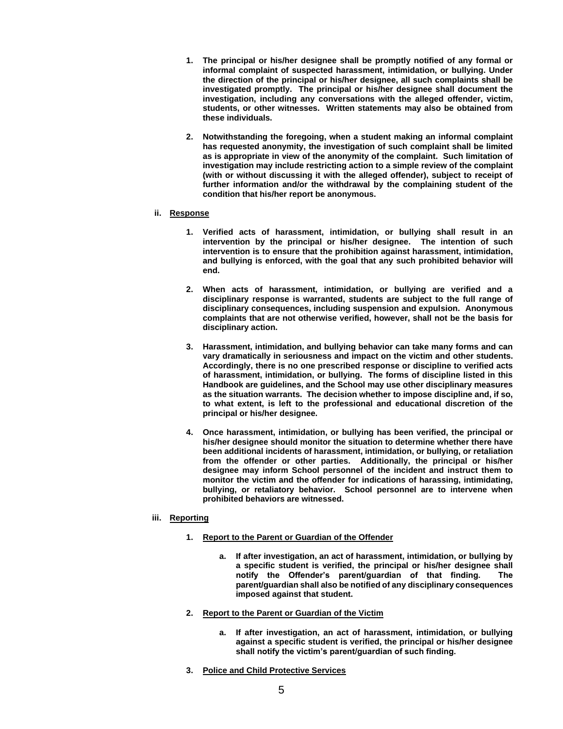1. **The principal or his/her designee shall be promptly notified of any formal or informal complaint of suspected harassment, intimidation, or bullying. Under the direction of the principal or his/her designee, all such complaints shall be investigated promptly. The principal or his/her designee shall document the investigation, including any conversations with the alleged offender, victim, students, or other witnesses. Written statements may also be obtained from these individuals.**

2. **Notwithstanding the foregoing, when a student making an informal complaint has requested anonymity, the investigation of such complaint shall be limited as is appropriate in view of the anonymity of the complaint. Such limitation of investigation may include restricting action to a simple review of the complaint (with or without discussing it with the alleged offender), subject to receipt of further information and/or the withdrawal by the complaining student of the condition that his/her report be anonymous.**

**ii. <u>Response</u>**

1. **Verified acts of harassment, intimidation, or bullying shall result in an intervention by the principal or his/her designee. The intention of such intervention is to ensure that the prohibition against harassment, intimidation, and bullying is enforced, with the goal that any such prohibited behavior will end.**

2. **When acts of harassment, intimidation, or bullying are verified and a disciplinary response is warranted, students are subject to the full range of disciplinary consequences, including suspension and expulsion. Anonymous complaints that are not otherwise verified, however, shall not be the basis for disciplinary action.**

3. **Harassment, intimidation, and bullying behavior can take many forms and can vary dramatically in seriousness and impact on the victim and other students. Accordingly, there is no one prescribed response or discipline to verified acts of harassment, intimidation, or bullying. The forms of discipline listed in this Handbook are guidelines, and the School may use other disciplinary measures as the situation warrants. The decision whether to impose discipline and, if so, to what extent, is left to the professional and educational discretion of the principal or his/her designee.**

4. **Once harassment, intimidation, or bullying has been verified, the principal or his/her designee should monitor the situation to determine whether there have been additional incidents of harassment, intimidation, or bullying, or retaliation from the offender or other parties. Additionally, the principal or his/her designee may inform School personnel of the incident and instruct them to monitor the victim and the offender for indications of harassing, intimidating, bullying, or retaliatory behavior. School personnel are to intervene when prohibited behaviors are witnessed.**

**iii. <u>Reporting</u>**

1. **<u>Report to the Parent or Guardian of the Offender</u>**

   a. **If after investigation, an act of harassment, intimidation, or bullying by a specific student is verified, the principal or his/her designee shall notify the Offender's parent/guardian of that finding. The parent/guardian shall also be notified of any disciplinary consequences imposed against that student.**

2. **<u>Report to the Parent or Guardian of the Victim</u>**

   a. **If after investigation, an act of harassment, intimidation, or bullying against a specific student is verified, the principal or his/her designee shall notify the victim's parent/guardian of such finding.**

3. **<u>Police and Child Protective Services</u>**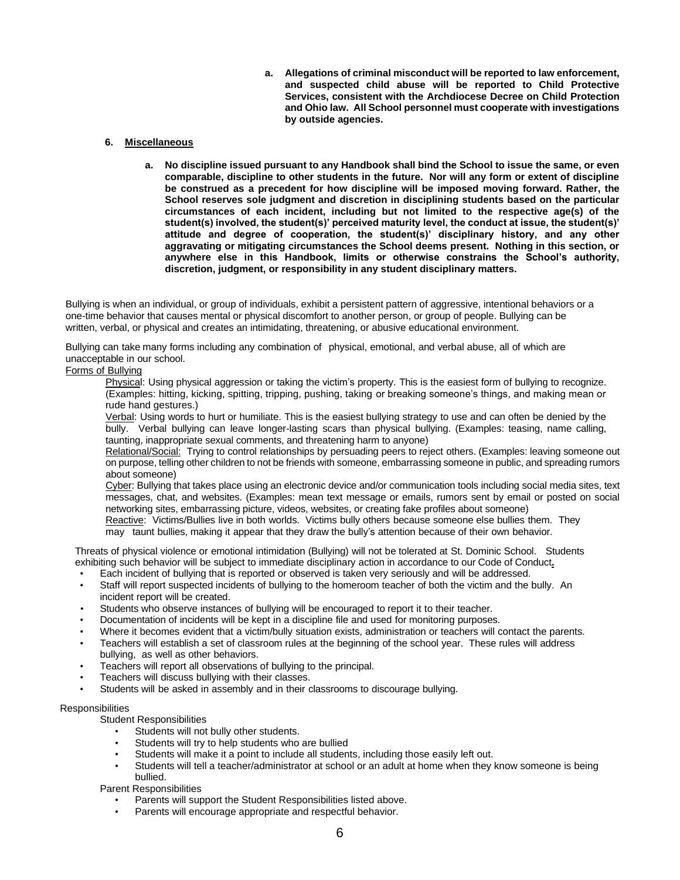a. **Allegations of criminal misconduct will be reported to law enforcement, and suspected child abuse will be reported to Child Protective Services, consistent with the Archdiocese Decree on Child Protection and Ohio law. All School personnel must cooperate with investigations by outside agencies.**

6. **Miscellaneous**

   a. **No discipline issued pursuant to any Handbook shall bind the School to issue the same, or even comparable, discipline to other students in the future. Nor will any form or extent of discipline be construed as a precedent for how discipline will be imposed moving forward. Rather, the School reserves sole judgment and discretion in disciplining students based on the particular circumstances of each incident, including but not limited to the respective age(s) of the student(s) involved, the student(s)' perceived maturity level, the conduct at issue, the student(s)' attitude and degree of cooperation, the student(s)' disciplinary history, and any other aggravating or mitigating circumstances the School deems present. Nothing in this section, or anywhere else in this Handbook, limits or otherwise constrains the School's authority, discretion, judgment, or responsibility in any student disciplinary matters.**

Bullying is when an individual, or group of individuals, exhibit a persistent pattern of aggressive, intentional behaviors or a one-time behavior that causes mental or physical discomfort to another person, or group of people. Bullying can be written, verbal, or physical and creates an intimidating, threatening, or abusive educational environment.

Bullying can take many forms including any combination of physical, emotional, and verbal abuse, all of which are unacceptable in our school.

Forms of Bullying

Physical: Using physical aggression or taking the victim's property. This is the easiest form of bullying to recognize. (Examples: hitting, kicking, spitting, tripping, pushing, taking or breaking someone's things, and making mean or rude hand gestures.)

Verbal: Using words to hurt or humiliate. This is the easiest bullying strategy to use and can often be denied by the bully. Verbal bullying can leave longer-lasting scars than physical bullying. (Examples: teasing, name calling, taunting, inappropriate sexual comments, and threatening harm to anyone)

Relational/Social: Trying to control relationships by persuading peers to reject others. (Examples: leaving someone out on purpose, telling other children to not be friends with someone, embarrassing someone in public, and spreading rumors about someone)

Cyber: Bullying that takes place using an electronic device and/or communication tools including social media sites, text messages, chat, and websites. (Examples: mean text message or emails, rumors sent by email or posted on social networking sites, embarrassing picture, videos, websites, or creating fake profiles about someone)

Reactive: Victims/Bullies live in both worlds. Victims bully others because someone else bullies them. They may taunt bullies, making it appear that they draw the bully's attention because of their own behavior.

Threats of physical violence or emotional intimidation (Bullying) will not be tolerated at St. Dominic School. Students exhibiting such behavior will be subject to immediate disciplinary action in accordance to our Code of Conduct.

- Each incident of bullying that is reported or observed is taken very seriously and will be addressed.
- Staff will report suspected incidents of bullying to the homeroom teacher of both the victim and the bully. An incident report will be created.
- Students who observe instances of bullying will be encouraged to report it to their teacher.
- Documentation of incidents will be kept in a discipline file and used for monitoring purposes.
- Where it becomes evident that a victim/bully situation exists, administration or teachers will contact the parents.
- Teachers will establish a set of classroom rules at the beginning of the school year. These rules will address bullying, as well as other behaviors.
- Teachers will report all observations of bullying to the principal.
- Teachers will discuss bullying with their classes.
- Students will be asked in assembly and in their classrooms to discourage bullying.

Responsibilities

Student Responsibilities

- Students will not bully other students.
- Students will try to help students who are bullied
- Students will make it a point to include all students, including those easily left out.
- Students will tell a teacher/administrator at school or an adult at home when they know someone is being bullied.

Parent Responsibilities

- Parents will support the Student Responsibilities listed above.
- Parents will encourage appropriate and respectful behavior.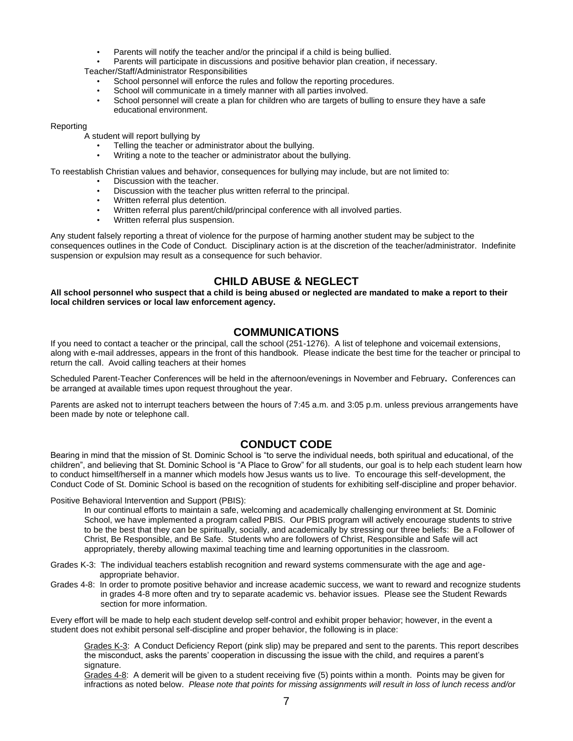- Parents will notify the teacher and/or the principal if a child is being bullied.
- Parents will participate in discussions and positive behavior plan creation, if necessary.

Teacher/Staff/Administrator Responsibilities

- School personnel will enforce the rules and follow the reporting procedures.
- School will communicate in a timely manner with all parties involved.
- School personnel will create a plan for children who are targets of bulling to ensure they have a safe educational environment.

Reporting

A student will report bullying by

- Telling the teacher or administrator about the bullying.
- Writing a note to the teacher or administrator about the bullying.

To reestablish Christian values and behavior, consequences for bullying may include, but are not limited to:

- Discussion with the teacher.
- Discussion with the teacher plus written referral to the principal.
- Written referral plus detention.
- Written referral plus parent/child/principal conference with all involved parties.
- Written referral plus suspension.

Any student falsely reporting a threat of violence for the purpose of harming another student may be subject to the consequences outlines in the Code of Conduct. Disciplinary action is at the discretion of the teacher/administrator. Indefinite suspension or expulsion may result as a consequence for such behavior.

## CHILD ABUSE & NEGLECT

**All school personnel who suspect that a child is being abused or neglected are mandated to make a report to their local children services or local law enforcement agency.**

## COMMUNICATIONS

If you need to contact a teacher or the principal, call the school (251-1276). A list of telephone and voicemail extensions, along with e-mail addresses, appears in the front of this handbook. Please indicate the best time for the teacher or principal to return the call. Avoid calling teachers at their homes

Scheduled Parent-Teacher Conferences will be held in the afternoon/evenings in November and February**.** Conferences can be arranged at available times upon request throughout the year.

Parents are asked not to interrupt teachers between the hours of 7:45 a.m. and 3:05 p.m. unless previous arrangements have been made by note or telephone call.

## CONDUCT CODE

Bearing in mind that the mission of St. Dominic School is "to serve the individual needs, both spiritual and educational, of the children", and believing that St. Dominic School is "A Place to Grow" for all students, our goal is to help each student learn how to conduct himself/herself in a manner which models how Jesus wants us to live. To encourage this self-development, the Conduct Code of St. Dominic School is based on the recognition of students for exhibiting self-discipline and proper behavior.

Positive Behavioral Intervention and Support (PBIS):

In our continual efforts to maintain a safe, welcoming and academically challenging environment at St. Dominic School, we have implemented a program called PBIS. Our PBIS program will actively encourage students to strive to be the best that they can be spiritually, socially, and academically by stressing our three beliefs: Be a Follower of Christ, Be Responsible, and Be Safe. Students who are followers of Christ, Responsible and Safe will act appropriately, thereby allowing maximal teaching time and learning opportunities in the classroom.

Grades K-3: The individual teachers establish recognition and reward systems commensurate with the age and age-appropriate behavior.

Grades 4-8: In order to promote positive behavior and increase academic success, we want to reward and recognize students in grades 4-8 more often and try to separate academic vs. behavior issues. Please see the Student Rewards section for more information.

Every effort will be made to help each student develop self-control and exhibit proper behavior; however, in the event a student does not exhibit personal self-discipline and proper behavior, the following is in place:

Grades K-3: A Conduct Deficiency Report (pink slip) may be prepared and sent to the parents. This report describes the misconduct, asks the parents' cooperation in discussing the issue with the child, and requires a parent's signature.

Grades 4-8: A demerit will be given to a student receiving five (5) points within a month. Points may be given for infractions as noted below. *Please note that points for missing assignments will result in loss of lunch recess and/or*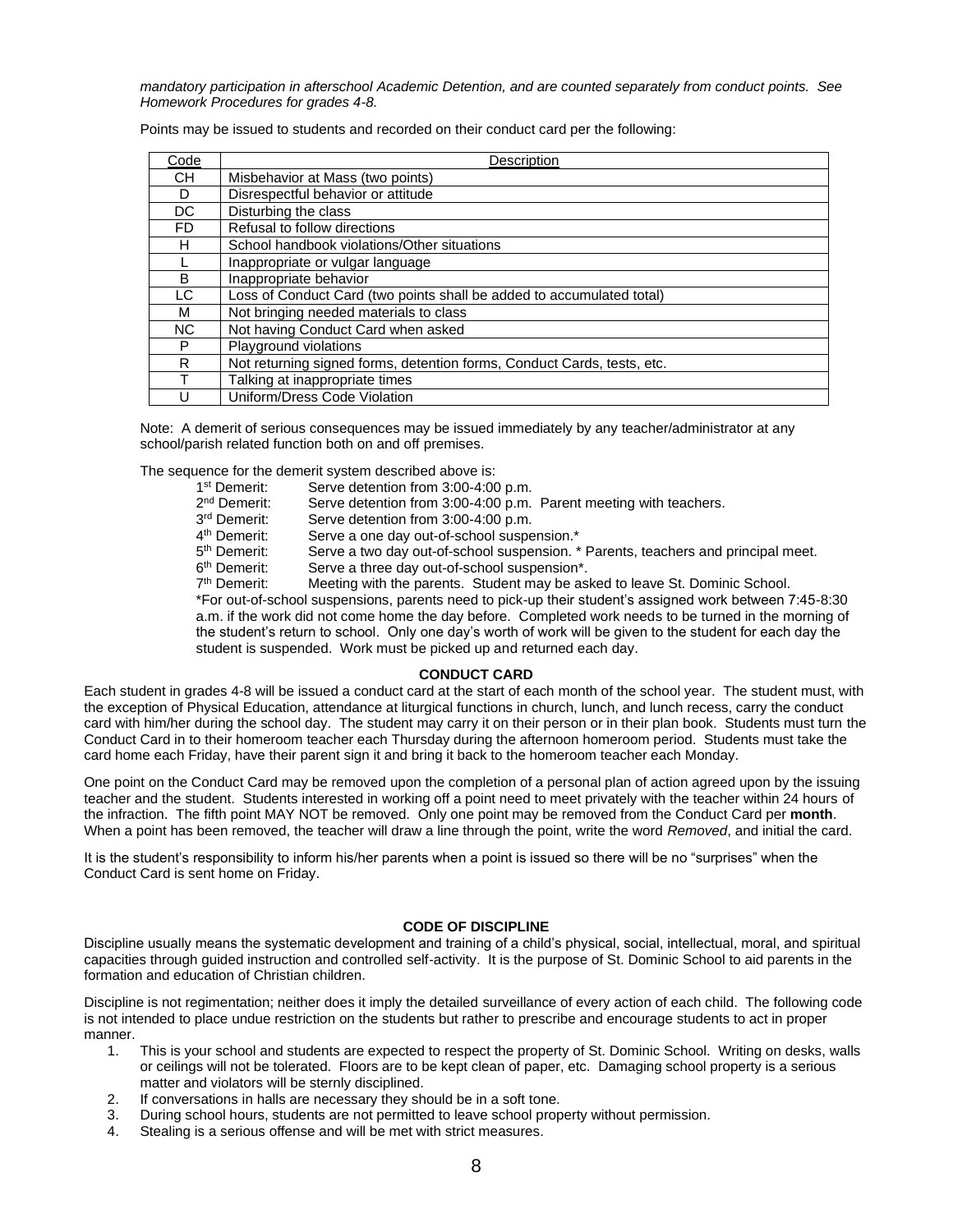*mandatory participation in afterschool Academic Detention, and are counted separately from conduct points. See Homework Procedures for grades 4-8.*

Points may be issued to students and recorded on their conduct card per the following:

| Code | Description |
|---|---|
| CH | Misbehavior at Mass (two points) |
| D | Disrespectful behavior or attitude |
| DC | Disturbing the class |
| FD | Refusal to follow directions |
| H | School handbook violations/Other situations |
| L | Inappropriate or vulgar language |
| B | Inappropriate behavior |
| LC | Loss of Conduct Card (two points shall be added to accumulated total) |
| M | Not bringing needed materials to class |
| NC | Not having Conduct Card when asked |
| P | Playground violations |
| R | Not returning signed forms, detention forms, Conduct Cards, tests, etc. |
| T | Talking at inappropriate times |
| U | Uniform/Dress Code Violation |

Note: A demerit of serious consequences may be issued immediately by any teacher/administrator at any school/parish related function both on and off premises.

The sequence for the demerit system described above is:

- 1st Demerit: Serve detention from 3:00-4:00 p.m.
- 2nd Demerit: Serve detention from 3:00-4:00 p.m. Parent meeting with teachers.
- 3rd Demerit: Serve detention from 3:00-4:00 p.m.
- 4th Demerit: Serve a one day out-of-school suspension.*
- 5th Demerit: Serve a two day out-of-school suspension. * Parents, teachers and principal meet.
- 6th Demerit: Serve a three day out-of-school suspension*.
- 7th Demerit: Meeting with the parents. Student may be asked to leave St. Dominic School.

*For out-of-school suspensions, parents need to pick-up their student's assigned work between 7:45-8:30 a.m. if the work did not come home the day before. Completed work needs to be turned in the morning of the student's return to school. Only one day's worth of work will be given to the student for each day the student is suspended. Work must be picked up and returned each day.

## CONDUCT CARD

Each student in grades 4-8 will be issued a conduct card at the start of each month of the school year. The student must, with the exception of Physical Education, attendance at liturgical functions in church, lunch, and lunch recess, carry the conduct card with him/her during the school day. The student may carry it on their person or in their plan book. Students must turn the Conduct Card in to their homeroom teacher each Thursday during the afternoon homeroom period. Students must take the card home each Friday, have their parent sign it and bring it back to the homeroom teacher each Monday.

One point on the Conduct Card may be removed upon the completion of a personal plan of action agreed upon by the issuing teacher and the student. Students interested in working off a point need to meet privately with the teacher within 24 hours of the infraction. The fifth point MAY NOT be removed. Only one point may be removed from the Conduct Card per **month**. When a point has been removed, the teacher will draw a line through the point, write the word *Removed*, and initial the card.

It is the student's responsibility to inform his/her parents when a point is issued so there will be no "surprises" when the Conduct Card is sent home on Friday.

## CODE OF DISCIPLINE

Discipline usually means the systematic development and training of a child's physical, social, intellectual, moral, and spiritual capacities through guided instruction and controlled self-activity. It is the purpose of St. Dominic School to aid parents in the formation and education of Christian children.

Discipline is not regimentation; neither does it imply the detailed surveillance of every action of each child. The following code is not intended to place undue restriction on the students but rather to prescribe and encourage students to act in proper manner.

1. This is your school and students are expected to respect the property of St. Dominic School. Writing on desks, walls or ceilings will not be tolerated. Floors are to be kept clean of paper, etc. Damaging school property is a serious matter and violators will be sternly disciplined.
2. If conversations in halls are necessary they should be in a soft tone.
3. During school hours, students are not permitted to leave school property without permission.
4. Stealing is a serious offense and will be met with strict measures.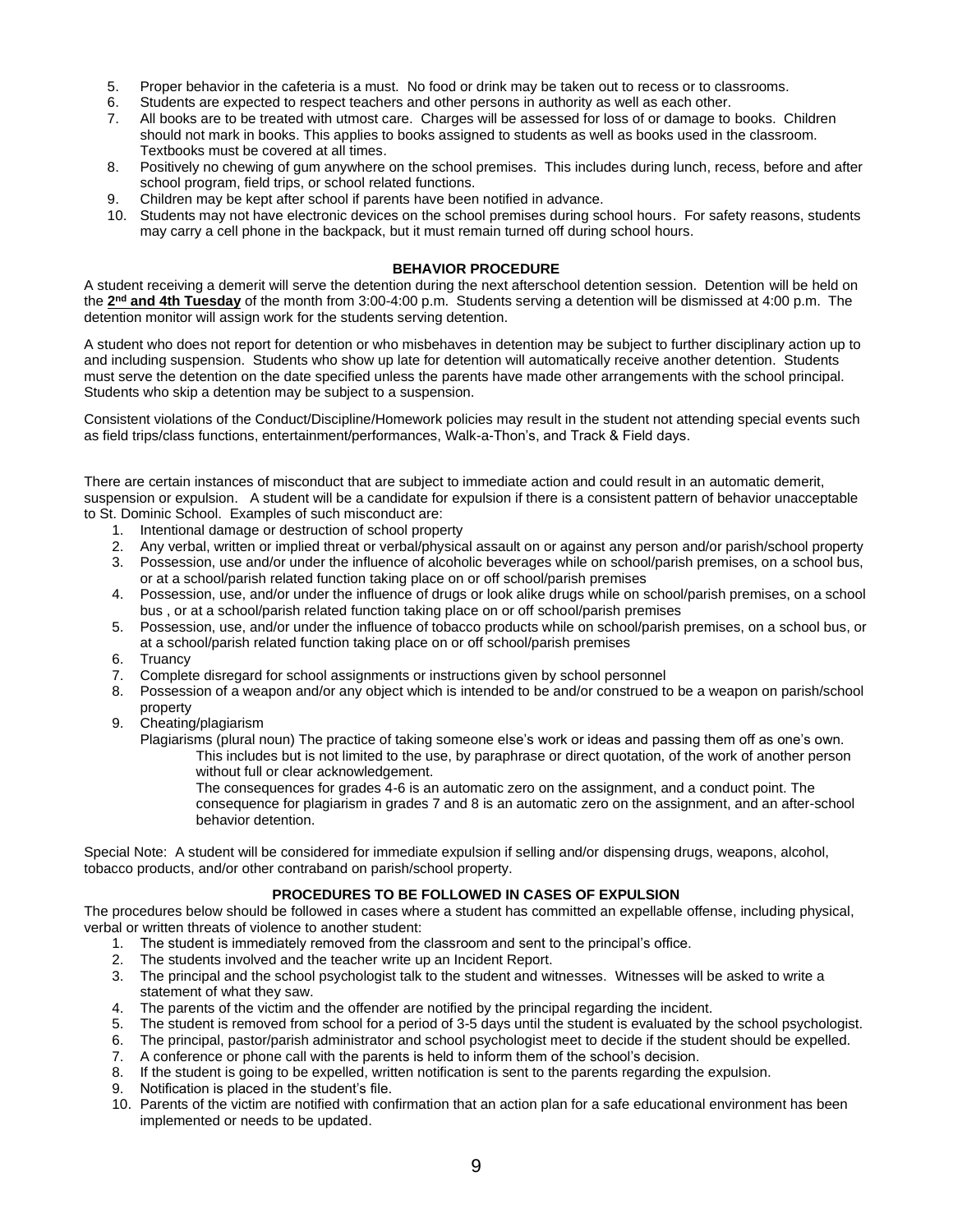5. Proper behavior in the cafeteria is a must. No food or drink may be taken out to recess or to classrooms.
6. Students are expected to respect teachers and other persons in authority as well as each other.
7. All books are to be treated with utmost care. Charges will be assessed for loss of or damage to books. Children should not mark in books. This applies to books assigned to students as well as books used in the classroom. Textbooks must be covered at all times.
8. Positively no chewing of gum anywhere on the school premises. This includes during lunch, recess, before and after school program, field trips, or school related functions.
9. Children may be kept after school if parents have been notified in advance.
10. Students may not have electronic devices on the school premises during school hours. For safety reasons, students may carry a cell phone in the backpack, but it must remain turned off during school hours.

**BEHAVIOR PROCEDURE**

A student receiving a demerit will serve the detention during the next afterschool detention session. Detention will be held on the **2nd and 4th Tuesday** of the month from 3:00-4:00 p.m. Students serving a detention will be dismissed at 4:00 p.m. The detention monitor will assign work for the students serving detention.

A student who does not report for detention or who misbehaves in detention may be subject to further disciplinary action up to and including suspension. Students who show up late for detention will automatically receive another detention. Students must serve the detention on the date specified unless the parents have made other arrangements with the school principal. Students who skip a detention may be subject to a suspension.

Consistent violations of the Conduct/Discipline/Homework policies may result in the student not attending special events such as field trips/class functions, entertainment/performances, Walk-a-Thon's, and Track & Field days.

There are certain instances of misconduct that are subject to immediate action and could result in an automatic demerit, suspension or expulsion. A student will be a candidate for expulsion if there is a consistent pattern of behavior unacceptable to St. Dominic School. Examples of such misconduct are:

1. Intentional damage or destruction of school property
2. Any verbal, written or implied threat or verbal/physical assault on or against any person and/or parish/school property
3. Possession, use and/or under the influence of alcoholic beverages while on school/parish premises, on a school bus, or at a school/parish related function taking place on or off school/parish premises
4. Possession, use, and/or under the influence of drugs or look alike drugs while on school/parish premises, on a school bus , or at a school/parish related function taking place on or off school/parish premises
5. Possession, use, and/or under the influence of tobacco products while on school/parish premises, on a school bus, or at a school/parish related function taking place on or off school/parish premises
6. Truancy
7. Complete disregard for school assignments or instructions given by school personnel
8. Possession of a weapon and/or any object which is intended to be and/or construed to be a weapon on parish/school property
9. Cheating/plagiarism

   Plagiarisms (plural noun) The practice of taking someone else's work or ideas and passing them off as one's own.

   This includes but is not limited to the use, by paraphrase or direct quotation, of the work of another person without full or clear acknowledgement.

   The consequences for grades 4-6 is an automatic zero on the assignment, and a conduct point. The consequence for plagiarism in grades 7 and 8 is an automatic zero on the assignment, and an after-school behavior detention.

Special Note: A student will be considered for immediate expulsion if selling and/or dispensing drugs, weapons, alcohol, tobacco products, and/or other contraband on parish/school property.

**PROCEDURES TO BE FOLLOWED IN CASES OF EXPULSION**

The procedures below should be followed in cases where a student has committed an expellable offense, including physical, verbal or written threats of violence to another student:

1. The student is immediately removed from the classroom and sent to the principal's office.
2. The students involved and the teacher write up an Incident Report.
3. The principal and the school psychologist talk to the student and witnesses. Witnesses will be asked to write a statement of what they saw.
4. The parents of the victim and the offender are notified by the principal regarding the incident.
5. The student is removed from school for a period of 3-5 days until the student is evaluated by the school psychologist.
6. The principal, pastor/parish administrator and school psychologist meet to decide if the student should be expelled.
7. A conference or phone call with the parents is held to inform them of the school's decision.
8. If the student is going to be expelled, written notification is sent to the parents regarding the expulsion.
9. Notification is placed in the student's file.
10. Parents of the victim are notified with confirmation that an action plan for a safe educational environment has been implemented or needs to be updated.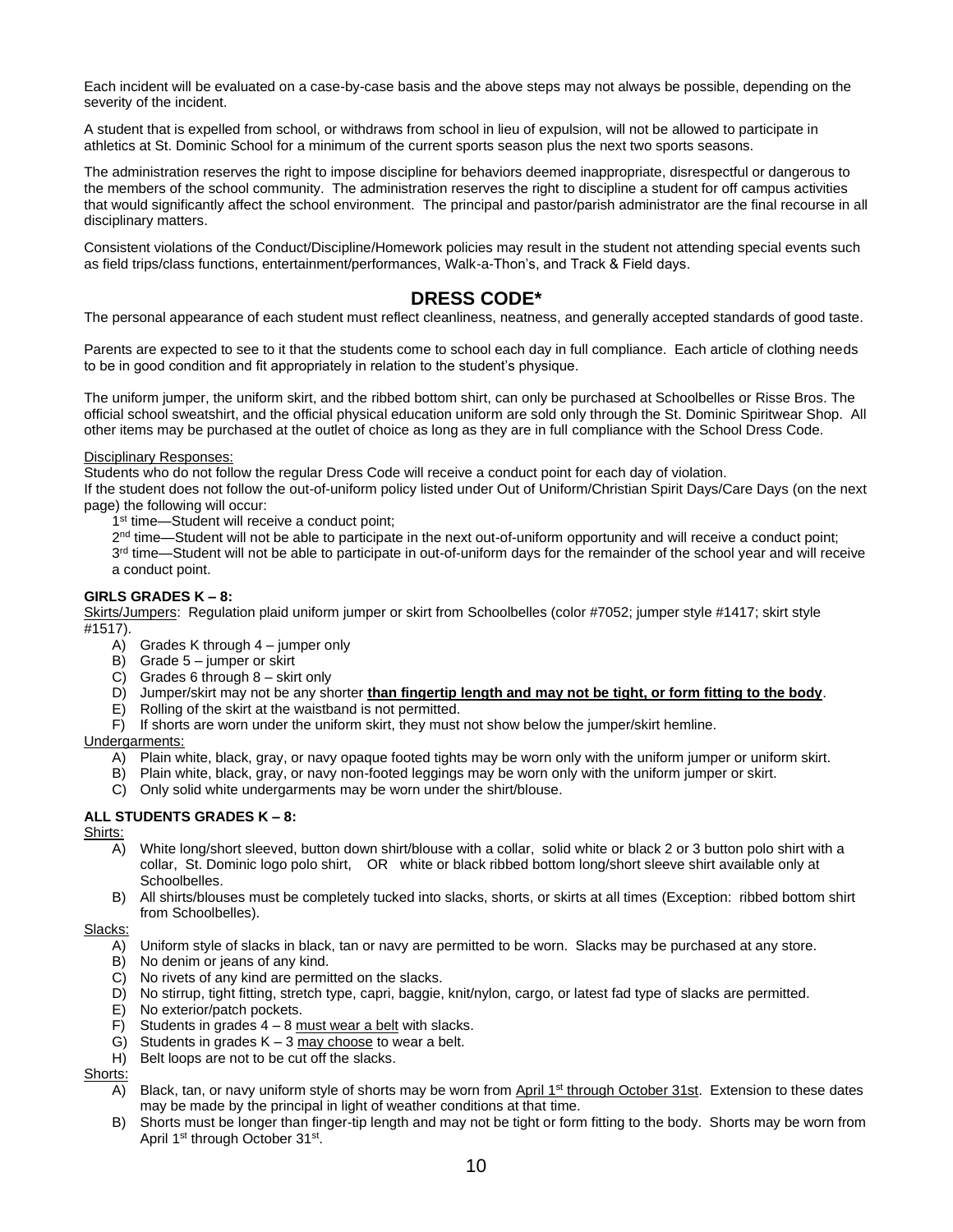Each incident will be evaluated on a case-by-case basis and the above steps may not always be possible, depending on the severity of the incident.

A student that is expelled from school, or withdraws from school in lieu of expulsion, will not be allowed to participate in athletics at St. Dominic School for a minimum of the current sports season plus the next two sports seasons.

The administration reserves the right to impose discipline for behaviors deemed inappropriate, disrespectful or dangerous to the members of the school community. The administration reserves the right to discipline a student for off campus activities that would significantly affect the school environment. The principal and pastor/parish administrator are the final recourse in all disciplinary matters.

Consistent violations of the Conduct/Discipline/Homework policies may result in the student not attending special events such as field trips/class functions, entertainment/performances, Walk-a-Thon's, and Track & Field days.

## DRESS CODE*

The personal appearance of each student must reflect cleanliness, neatness, and generally accepted standards of good taste.

Parents are expected to see to it that the students come to school each day in full compliance. Each article of clothing needs to be in good condition and fit appropriately in relation to the student's physique.

The uniform jumper, the uniform skirt, and the ribbed bottom shirt, can only be purchased at Schoolbelles or Risse Bros. The official school sweatshirt, and the official physical education uniform are sold only through the St. Dominic Spiritwear Shop. All other items may be purchased at the outlet of choice as long as they are in full compliance with the School Dress Code.

<u>Disciplinary Responses:</u>

Students who do not follow the regular Dress Code will receive a conduct point for each day of violation.

If the student does not follow the out-of-uniform policy listed under Out of Uniform/Christian Spirit Days/Care Days (on the next page) the following will occur:

- 1st time—Student will receive a conduct point;
- 2nd time—Student will not be able to participate in the next out-of-uniform opportunity and will receive a conduct point;
- 3rd time—Student will not be able to participate in out-of-uniform days for the remainder of the school year and will receive a conduct point.

**GIRLS GRADES K – 8:**

<u>Skirts/Jumpers</u>: Regulation plaid uniform jumper or skirt from Schoolbelles (color #7052; jumper style #1417; skirt style #1517).

- A) Grades K through 4 – jumper only
- B) Grade 5 – jumper or skirt
- C) Grades 6 through 8 – skirt only
- D) Jumper/skirt may not be any shorter **<u>than fingertip length and may not be tight, or form fitting to the body</u>**.
- E) Rolling of the skirt at the waistband is not permitted.
- F) If shorts are worn under the uniform skirt, they must not show below the jumper/skirt hemline.

<u>Undergarments:</u>

- A) Plain white, black, gray, or navy opaque footed tights may be worn only with the uniform jumper or uniform skirt.
- B) Plain white, black, gray, or navy non-footed leggings may be worn only with the uniform jumper or skirt.
- C) Only solid white undergarments may be worn under the shirt/blouse.

**ALL STUDENTS GRADES K – 8:**

<u>Shirts:</u>

- A) White long/short sleeved, button down shirt/blouse with a collar, solid white or black 2 or 3 button polo shirt with a collar, St. Dominic logo polo shirt, OR white or black ribbed bottom long/short sleeve shirt available only at Schoolbelles.
- B) All shirts/blouses must be completely tucked into slacks, shorts, or skirts at all times (Exception: ribbed bottom shirt from Schoolbelles).

<u>Slacks:</u>

- A) Uniform style of slacks in black, tan or navy are permitted to be worn. Slacks may be purchased at any store.
- B) No denim or jeans of any kind.
- C) No rivets of any kind are permitted on the slacks.
- D) No stirrup, tight fitting, stretch type, capri, baggie, knit/nylon, cargo, or latest fad type of slacks are permitted.
- E) No exterior/patch pockets.
- F) Students in grades 4 – 8 <u>must wear a belt</u> with slacks.
- G) Students in grades K – 3 <u>may choose</u> to wear a belt.
- H) Belt loops are not to be cut off the slacks.

<u>Shorts:</u>

- A) Black, tan, or navy uniform style of shorts may be worn from <u>April 1st through October 31st</u>. Extension to these dates may be made by the principal in light of weather conditions at that time.
- B) Shorts must be longer than finger-tip length and may not be tight or form fitting to the body. Shorts may be worn from April 1st through October 31st.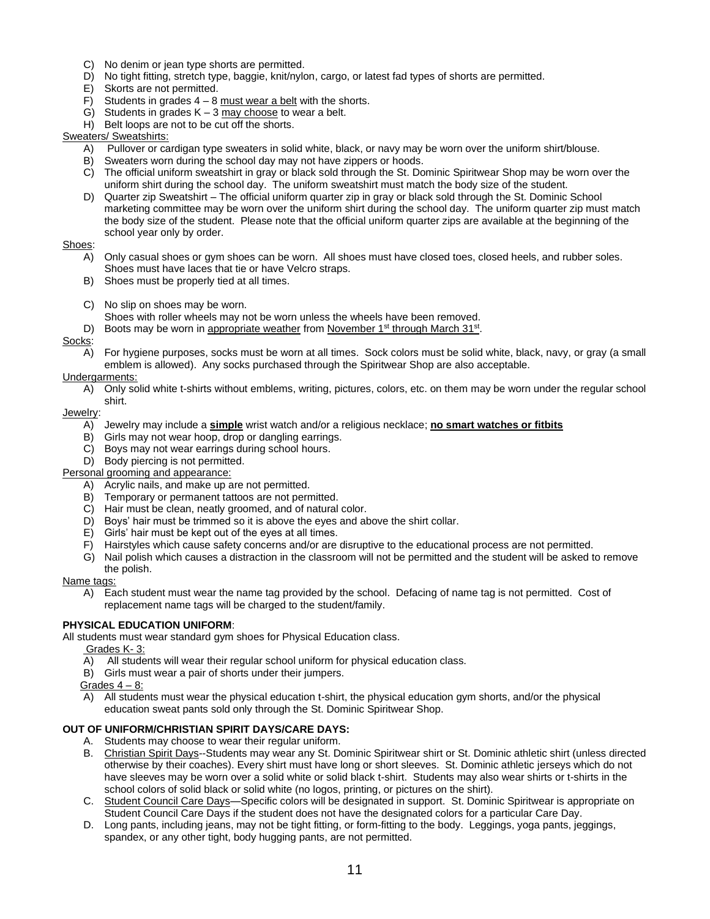C) No denim or jean type shorts are permitted.
D) No tight fitting, stretch type, baggie, knit/nylon, cargo, or latest fad types of shorts are permitted.
E) Skorts are not permitted.
F) Students in grades 4 – 8 must wear a belt with the shorts.
G) Students in grades K – 3 may choose to wear a belt.
H) Belt loops are not to be cut off the shorts.

Sweaters/ Sweatshirts:

A) Pullover or cardigan type sweaters in solid white, black, or navy may be worn over the uniform shirt/blouse.
B) Sweaters worn during the school day may not have zippers or hoods.
C) The official uniform sweatshirt in gray or black sold through the St. Dominic Spiritwear Shop may be worn over the uniform shirt during the school day. The uniform sweatshirt must match the body size of the student.
D) Quarter zip Sweatshirt – The official uniform quarter zip in gray or black sold through the St. Dominic School marketing committee may be worn over the uniform shirt during the school day. The uniform quarter zip must match the body size of the student. Please note that the official uniform quarter zips are available at the beginning of the school year only by order.

Shoes:

A) Only casual shoes or gym shoes can be worn. All shoes must have closed toes, closed heels, and rubber soles. Shoes must have laces that tie or have Velcro straps.
B) Shoes must be properly tied at all times.

C) No slip on shoes may be worn.
Shoes with roller wheels may not be worn unless the wheels have been removed.
D) Boots may be worn in appropriate weather from November 1st through March 31st.

Socks:

A) For hygiene purposes, socks must be worn at all times. Sock colors must be solid white, black, navy, or gray (a small emblem is allowed). Any socks purchased through the Spiritwear Shop are also acceptable.

Undergarments:

A) Only solid white t-shirts without emblems, writing, pictures, colors, etc. on them may be worn under the regular school shirt.

Jewelry:

A) Jewelry may include a **simple** wrist watch and/or a religious necklace; **no smart watches or fitbits**
B) Girls may not wear hoop, drop or dangling earrings.
C) Boys may not wear earrings during school hours.
D) Body piercing is not permitted.

Personal grooming and appearance:

A) Acrylic nails, and make up are not permitted.
B) Temporary or permanent tattoos are not permitted.
C) Hair must be clean, neatly groomed, and of natural color.
D) Boys' hair must be trimmed so it is above the eyes and above the shirt collar.
E) Girls' hair must be kept out of the eyes at all times.
F) Hairstyles which cause safety concerns and/or are disruptive to the educational process are not permitted.
G) Nail polish which causes a distraction in the classroom will not be permitted and the student will be asked to remove the polish.

Name tags:

A) Each student must wear the name tag provided by the school. Defacing of name tag is not permitted. Cost of replacement name tags will be charged to the student/family.

**PHYSICAL EDUCATION UNIFORM**:

All students must wear standard gym shoes for Physical Education class.

Grades K- 3:

A) All students will wear their regular school uniform for physical education class.
B) Girls must wear a pair of shorts under their jumpers.

Grades 4 – 8:

A) All students must wear the physical education t-shirt, the physical education gym shorts, and/or the physical education sweat pants sold only through the St. Dominic Spiritwear Shop.

**OUT OF UNIFORM/CHRISTIAN SPIRIT DAYS/CARE DAYS:**

A. Students may choose to wear their regular uniform.
B. Christian Spirit Days--Students may wear any St. Dominic Spiritwear shirt or St. Dominic athletic shirt (unless directed otherwise by their coaches). Every shirt must have long or short sleeves. St. Dominic athletic jerseys which do not have sleeves may be worn over a solid white or solid black t-shirt. Students may also wear shirts or t-shirts in the school colors of solid black or solid white (no logos, printing, or pictures on the shirt).
C. Student Council Care Days—Specific colors will be designated in support. St. Dominic Spiritwear is appropriate on Student Council Care Days if the student does not have the designated colors for a particular Care Day.
D. Long pants, including jeans, may not be tight fitting, or form-fitting to the body. Leggings, yoga pants, jeggings, spandex, or any other tight, body hugging pants, are not permitted.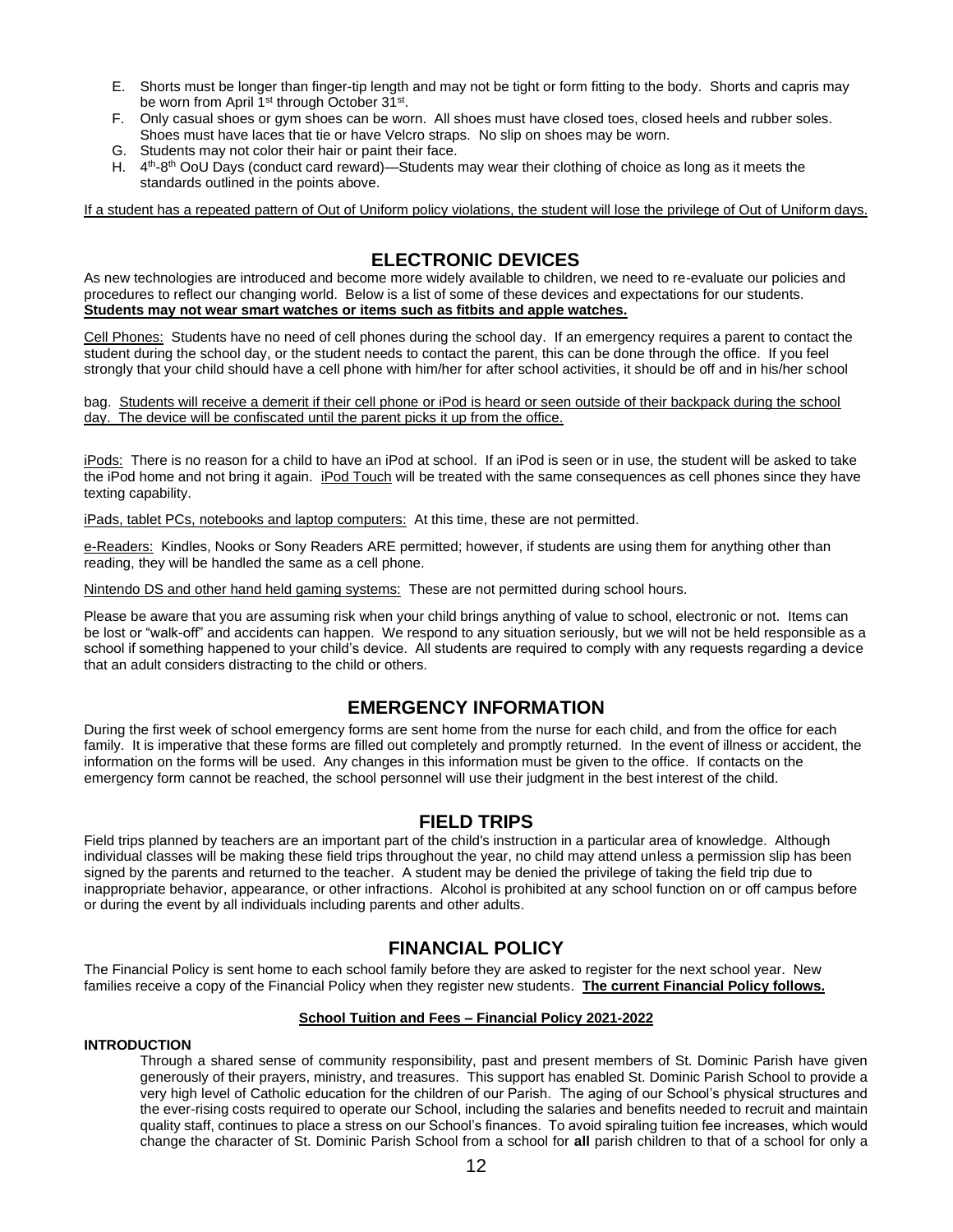E. Shorts must be longer than finger-tip length and may not be tight or form fitting to the body. Shorts and capris may be worn from April 1st through October 31st.
F. Only casual shoes or gym shoes can be worn. All shoes must have closed toes, closed heels and rubber soles. Shoes must have laces that tie or have Velcro straps. No slip on shoes may be worn.
G. Students may not color their hair or paint their face.
H. 4th-8th OoU Days (conduct card reward)—Students may wear their clothing of choice as long as it meets the standards outlined in the points above.

<u>If a student has a repeated pattern of Out of Uniform policy violations, the student will lose the privilege of Out of Uniform days.</u>

## ELECTRONIC DEVICES

As new technologies are introduced and become more widely available to children, we need to re-evaluate our policies and procedures to reflect our changing world. Below is a list of some of these devices and expectations for our students.
**<u>Students may not wear smart watches or items such as fitbits and apple watches.</u>**

<u>Cell Phones:</u> Students have no need of cell phones during the school day. If an emergency requires a parent to contact the student during the school day, or the student needs to contact the parent, this can be done through the office. If you feel strongly that your child should have a cell phone with him/her for after school activities, it should be off and in his/her school bag. <u>Students will receive a demerit if their cell phone or iPod is heard or seen outside of their backpack during the school day. The device will be confiscated until the parent picks it up from the office.</u>

<u>iPods:</u> There is no reason for a child to have an iPod at school. If an iPod is seen or in use, the student will be asked to take the iPod home and not bring it again. <u>iPod Touch</u> will be treated with the same consequences as cell phones since they have texting capability.

<u>iPads, tablet PCs, notebooks and laptop computers:</u> At this time, these are not permitted.

<u>e-Readers:</u> Kindles, Nooks or Sony Readers ARE permitted; however, if students are using them for anything other than reading, they will be handled the same as a cell phone.

<u>Nintendo DS and other hand held gaming systems:</u> These are not permitted during school hours.

Please be aware that you are assuming risk when your child brings anything of value to school, electronic or not. Items can be lost or "walk-off" and accidents can happen. We respond to any situation seriously, but we will not be held responsible as a school if something happened to your child's device. All students are required to comply with any requests regarding a device that an adult considers distracting to the child or others.

## EMERGENCY INFORMATION

During the first week of school emergency forms are sent home from the nurse for each child, and from the office for each family. It is imperative that these forms are filled out completely and promptly returned. In the event of illness or accident, the information on the forms will be used. Any changes in this information must be given to the office. If contacts on the emergency form cannot be reached, the school personnel will use their judgment in the best interest of the child.

## FIELD TRIPS

Field trips planned by teachers are an important part of the child's instruction in a particular area of knowledge. Although individual classes will be making these field trips throughout the year, no child may attend unless a permission slip has been signed by the parents and returned to the teacher. A student may be denied the privilege of taking the field trip due to inappropriate behavior, appearance, or other infractions. Alcohol is prohibited at any school function on or off campus before or during the event by all individuals including parents and other adults.

## FINANCIAL POLICY

The Financial Policy is sent home to each school family before they are asked to register for the next school year. New families receive a copy of the Financial Policy when they register new students. **<u>The current Financial Policy follows.</u>**

**<u>School Tuition and Fees – Financial Policy 2021-2022</u>**

**INTRODUCTION**

Through a shared sense of community responsibility, past and present members of St. Dominic Parish have given generously of their prayers, ministry, and treasures. This support has enabled St. Dominic Parish School to provide a very high level of Catholic education for the children of our Parish. The aging of our School's physical structures and the ever-rising costs required to operate our School, including the salaries and benefits needed to recruit and maintain quality staff, continues to place a stress on our School's finances. To avoid spiraling tuition fee increases, which would change the character of St. Dominic Parish School from a school for **all** parish children to that of a school for only a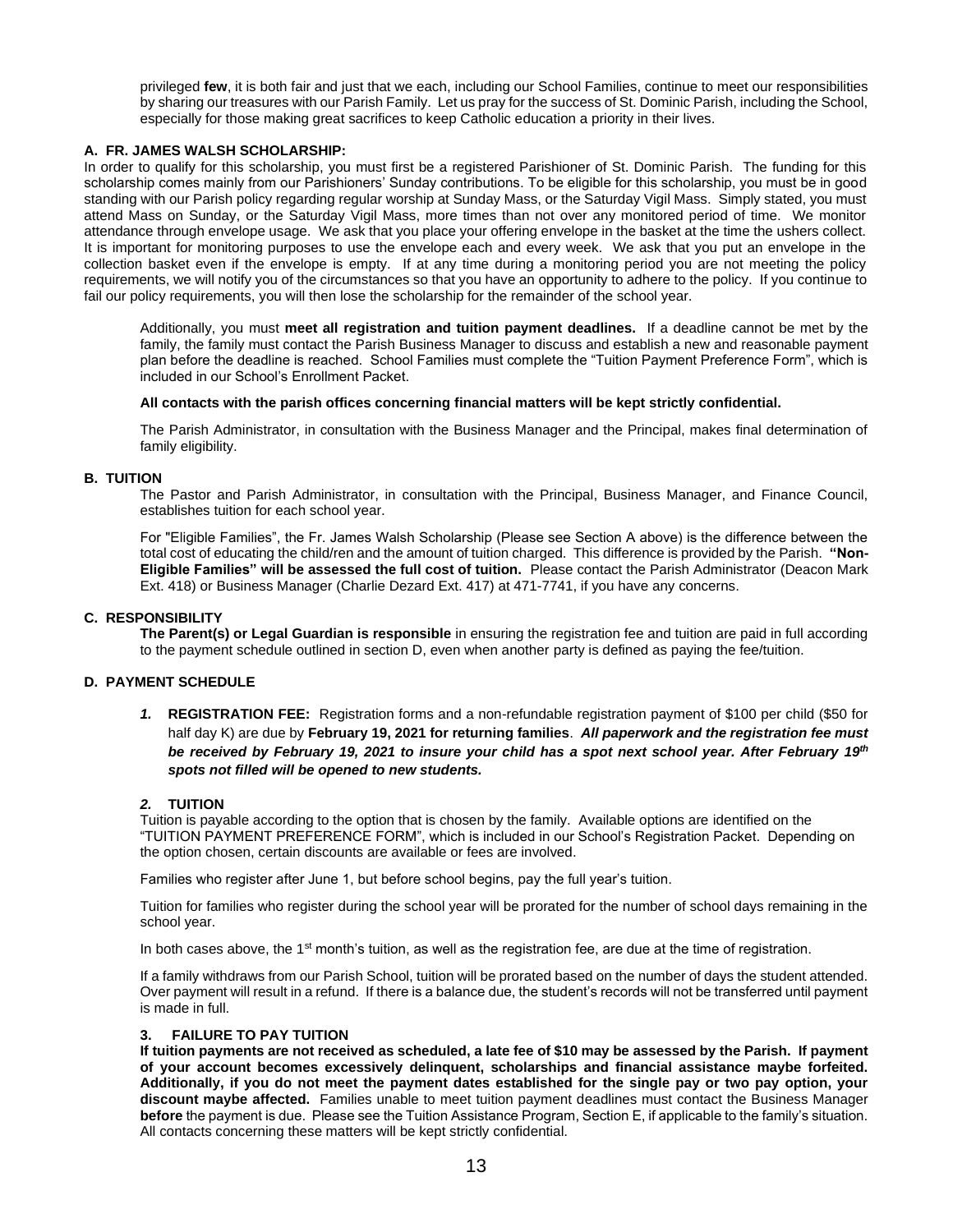privileged **few**, it is both fair and just that we each, including our School Families, continue to meet our responsibilities by sharing our treasures with our Parish Family. Let us pray for the success of St. Dominic Parish, including the School, especially for those making great sacrifices to keep Catholic education a priority in their lives.

### A. FR. JAMES WALSH SCHOLARSHIP:

In order to qualify for this scholarship, you must first be a registered Parishioner of St. Dominic Parish. The funding for this scholarship comes mainly from our Parishioners' Sunday contributions. To be eligible for this scholarship, you must be in good standing with our Parish policy regarding regular worship at Sunday Mass, or the Saturday Vigil Mass. Simply stated, you must attend Mass on Sunday, or the Saturday Vigil Mass, more times than not over any monitored period of time. We monitor attendance through envelope usage. We ask that you place your offering envelope in the basket at the time the ushers collect. It is important for monitoring purposes to use the envelope each and every week. We ask that you put an envelope in the collection basket even if the envelope is empty. If at any time during a monitoring period you are not meeting the policy requirements, we will notify you of the circumstances so that you have an opportunity to adhere to the policy. If you continue to fail our policy requirements, you will then lose the scholarship for the remainder of the school year.

Additionally, you must **meet all registration and tuition payment deadlines.** If a deadline cannot be met by the family, the family must contact the Parish Business Manager to discuss and establish a new and reasonable payment plan before the deadline is reached. School Families must complete the "Tuition Payment Preference Form", which is included in our School's Enrollment Packet.

**All contacts with the parish offices concerning financial matters will be kept strictly confidential.**

The Parish Administrator, in consultation with the Business Manager and the Principal, makes final determination of family eligibility.

### B. TUITION

The Pastor and Parish Administrator, in consultation with the Principal, Business Manager, and Finance Council, establishes tuition for each school year.

For "Eligible Families", the Fr. James Walsh Scholarship (Please see Section A above) is the difference between the total cost of educating the child/ren and the amount of tuition charged. This difference is provided by the Parish. **"Non-Eligible Families" will be assessed the full cost of tuition.** Please contact the Parish Administrator (Deacon Mark Ext. 418) or Business Manager (Charlie Dezard Ext. 417) at 471-7741, if you have any concerns.

### C. RESPONSIBILITY

**The Parent(s) or Legal Guardian is responsible** in ensuring the registration fee and tuition are paid in full according to the payment schedule outlined in section D, even when another party is defined as paying the fee/tuition.

### D. PAYMENT SCHEDULE

***1.*** **REGISTRATION FEE:** Registration forms and a non-refundable registration payment of $100 per child ($50 for half day K) are due by **February 19, 2021 for returning families**. ***All paperwork and the registration fee must be received by February 19, 2021 to insure your child has a spot next school year. After February 19th spots not filled will be opened to new students.***

***2.*** **TUITION**

Tuition is payable according to the option that is chosen by the family. Available options are identified on the "TUITION PAYMENT PREFERENCE FORM", which is included in our School's Registration Packet. Depending on the option chosen, certain discounts are available or fees are involved.

Families who register after June 1, but before school begins, pay the full year's tuition.

Tuition for families who register during the school year will be prorated for the number of school days remaining in the school year.

In both cases above, the 1st month's tuition, as well as the registration fee, are due at the time of registration.

If a family withdraws from our Parish School, tuition will be prorated based on the number of days the student attended. Over payment will result in a refund. If there is a balance due, the student's records will not be transferred until payment is made in full.

**3. FAILURE TO PAY TUITION**

**If tuition payments are not received as scheduled, a late fee of $10 may be assessed by the Parish. If payment of your account becomes excessively delinquent, scholarships and financial assistance maybe forfeited. Additionally, if you do not meet the payment dates established for the single pay or two pay option, your discount maybe affected.** Families unable to meet tuition payment deadlines must contact the Business Manager **before** the payment is due. Please see the Tuition Assistance Program, Section E, if applicable to the family's situation. All contacts concerning these matters will be kept strictly confidential.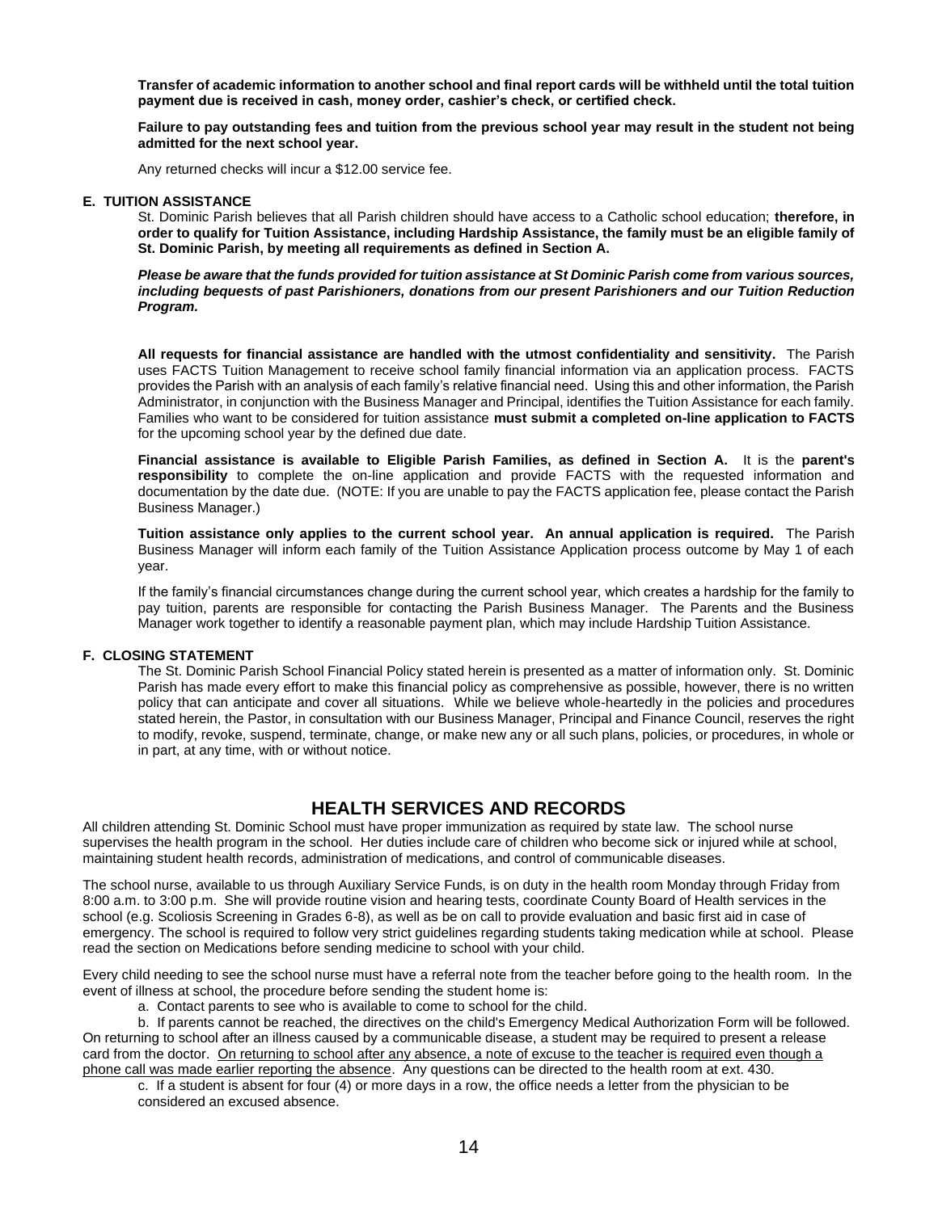**Transfer of academic information to another school and final report cards will be withheld until the total tuition payment due is received in cash, money order, cashier's check, or certified check.**

**Failure to pay outstanding fees and tuition from the previous school year may result in the student not being admitted for the next school year.**

Any returned checks will incur a $12.00 service fee.

### E. TUITION ASSISTANCE

St. Dominic Parish believes that all Parish children should have access to a Catholic school education; **therefore, in order to qualify for Tuition Assistance, including Hardship Assistance, the family must be an eligible family of St. Dominic Parish, by meeting all requirements as defined in Section A.**

***Please be aware that the funds provided for tuition assistance at St Dominic Parish come from various sources, including bequests of past Parishioners, donations from our present Parishioners and our Tuition Reduction Program.***

**All requests for financial assistance are handled with the utmost confidentiality and sensitivity.** The Parish uses FACTS Tuition Management to receive school family financial information via an application process. FACTS provides the Parish with an analysis of each family's relative financial need. Using this and other information, the Parish Administrator, in conjunction with the Business Manager and Principal, identifies the Tuition Assistance for each family. Families who want to be considered for tuition assistance **must submit a completed on-line application to FACTS** for the upcoming school year by the defined due date.

**Financial assistance is available to Eligible Parish Families, as defined in Section A.** It is the **parent's responsibility** to complete the on-line application and provide FACTS with the requested information and documentation by the date due. (NOTE: If you are unable to pay the FACTS application fee, please contact the Parish Business Manager.)

**Tuition assistance only applies to the current school year. An annual application is required.** The Parish Business Manager will inform each family of the Tuition Assistance Application process outcome by May 1 of each year.

If the family's financial circumstances change during the current school year, which creates a hardship for the family to pay tuition, parents are responsible for contacting the Parish Business Manager. The Parents and the Business Manager work together to identify a reasonable payment plan, which may include Hardship Tuition Assistance.

### F. CLOSING STATEMENT

The St. Dominic Parish School Financial Policy stated herein is presented as a matter of information only. St. Dominic Parish has made every effort to make this financial policy as comprehensive as possible, however, there is no written policy that can anticipate and cover all situations. While we believe whole-heartedly in the policies and procedures stated herein, the Pastor, in consultation with our Business Manager, Principal and Finance Council, reserves the right to modify, revoke, suspend, terminate, change, or make new any or all such plans, policies, or procedures, in whole or in part, at any time, with or without notice.

## HEALTH SERVICES AND RECORDS

All children attending St. Dominic School must have proper immunization as required by state law. The school nurse supervises the health program in the school. Her duties include care of children who become sick or injured while at school, maintaining student health records, administration of medications, and control of communicable diseases.

The school nurse, available to us through Auxiliary Service Funds, is on duty in the health room Monday through Friday from 8:00 a.m. to 3:00 p.m. She will provide routine vision and hearing tests, coordinate County Board of Health services in the school (e.g. Scoliosis Screening in Grades 6-8), as well as be on call to provide evaluation and basic first aid in case of emergency. The school is required to follow very strict guidelines regarding students taking medication while at school. Please read the section on Medications before sending medicine to school with your child.

Every child needing to see the school nurse must have a referral note from the teacher before going to the health room. In the event of illness at school, the procedure before sending the student home is:

a. Contact parents to see who is available to come to school for the child.

b. If parents cannot be reached, the directives on the child's Emergency Medical Authorization Form will be followed. On returning to school after an illness caused by a communicable disease, a student may be required to present a release card from the doctor. <u>On returning to school after any absence, a note of excuse to the teacher is required even though a phone call was made earlier reporting the absence</u>. Any questions can be directed to the health room at ext. 430.

c. If a student is absent for four (4) or more days in a row, the office needs a letter from the physician to be considered an excused absence.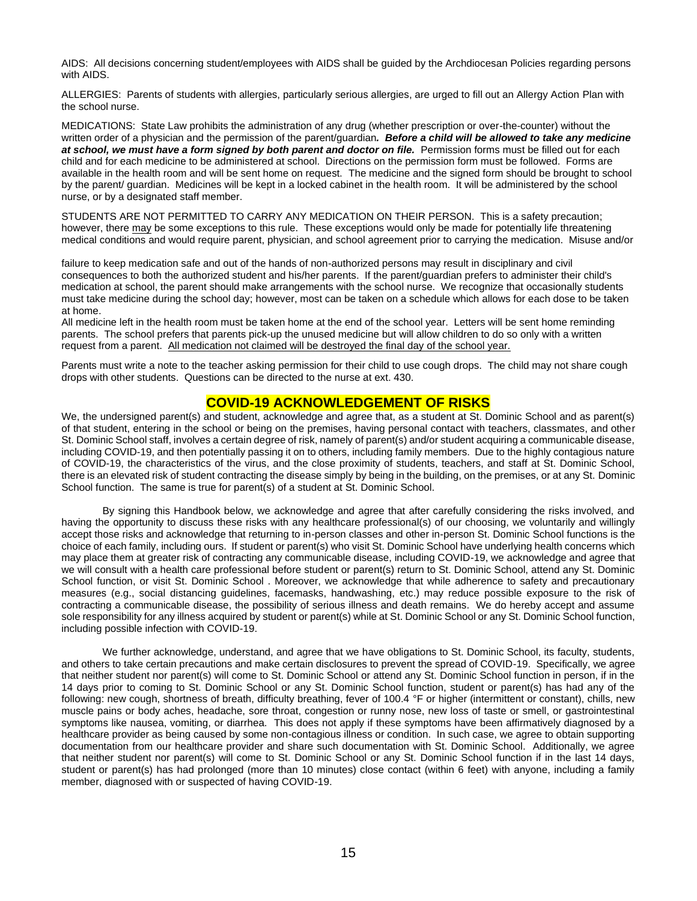AIDS: All decisions concerning student/employees with AIDS shall be guided by the Archdiocesan Policies regarding persons with AIDS.

ALLERGIES: Parents of students with allergies, particularly serious allergies, are urged to fill out an Allergy Action Plan with the school nurse.

MEDICATIONS: State Law prohibits the administration of any drug (whether prescription or over-the-counter) without the written order of a physician and the permission of the parent/guardian*.* ***Before a child will be allowed to take any medicine at school, we must have a form signed by both parent and doctor on file.*** Permission forms must be filled out for each child and for each medicine to be administered at school. Directions on the permission form must be followed. Forms are available in the health room and will be sent home on request. The medicine and the signed form should be brought to school by the parent/ guardian. Medicines will be kept in a locked cabinet in the health room. It will be administered by the school nurse, or by a designated staff member.

STUDENTS ARE NOT PERMITTED TO CARRY ANY MEDICATION ON THEIR PERSON. This is a safety precaution; however, there may be some exceptions to this rule. These exceptions would only be made for potentially life threatening medical conditions and would require parent, physician, and school agreement prior to carrying the medication. Misuse and/or failure to keep medication safe and out of the hands of non-authorized persons may result in disciplinary and civil consequences to both the authorized student and his/her parents. If the parent/guardian prefers to administer their child's medication at school, the parent should make arrangements with the school nurse. We recognize that occasionally students must take medicine during the school day; however, most can be taken on a schedule which allows for each dose to be taken at home.

All medicine left in the health room must be taken home at the end of the school year. Letters will be sent home reminding parents. The school prefers that parents pick-up the unused medicine but will allow children to do so only with a written request from a parent. All medication not claimed will be destroyed the final day of the school year.

Parents must write a note to the teacher asking permission for their child to use cough drops. The child may not share cough drops with other students. Questions can be directed to the nurse at ext. 430.

## COVID-19 ACKNOWLEDGEMENT OF RISKS

We, the undersigned parent(s) and student, acknowledge and agree that, as a student at St. Dominic School and as parent(s) of that student, entering in the school or being on the premises, having personal contact with teachers, classmates, and other St. Dominic School staff, involves a certain degree of risk, namely of parent(s) and/or student acquiring a communicable disease, including COVID-19, and then potentially passing it on to others, including family members. Due to the highly contagious nature of COVID-19, the characteristics of the virus, and the close proximity of students, teachers, and staff at St. Dominic School, there is an elevated risk of student contracting the disease simply by being in the building, on the premises, or at any St. Dominic School function. The same is true for parent(s) of a student at St. Dominic School.

By signing this Handbook below, we acknowledge and agree that after carefully considering the risks involved, and having the opportunity to discuss these risks with any healthcare professional(s) of our choosing, we voluntarily and willingly accept those risks and acknowledge that returning to in-person classes and other in-person St. Dominic School functions is the choice of each family, including ours. If student or parent(s) who visit St. Dominic School have underlying health concerns which may place them at greater risk of contracting any communicable disease, including COVID-19, we acknowledge and agree that we will consult with a health care professional before student or parent(s) return to St. Dominic School, attend any St. Dominic School function, or visit St. Dominic School . Moreover, we acknowledge that while adherence to safety and precautionary measures (e.g., social distancing guidelines, facemasks, handwashing, etc.) may reduce possible exposure to the risk of contracting a communicable disease, the possibility of serious illness and death remains. We do hereby accept and assume sole responsibility for any illness acquired by student or parent(s) while at St. Dominic School or any St. Dominic School function, including possible infection with COVID-19.

We further acknowledge, understand, and agree that we have obligations to St. Dominic School, its faculty, students, and others to take certain precautions and make certain disclosures to prevent the spread of COVID-19. Specifically, we agree that neither student nor parent(s) will come to St. Dominic School or attend any St. Dominic School function in person, if in the 14 days prior to coming to St. Dominic School or any St. Dominic School function, student or parent(s) has had any of the following: new cough, shortness of breath, difficulty breathing, fever of 100.4 °F or higher (intermittent or constant), chills, new muscle pains or body aches, headache, sore throat, congestion or runny nose, new loss of taste or smell, or gastrointestinal symptoms like nausea, vomiting, or diarrhea. This does not apply if these symptoms have been affirmatively diagnosed by a healthcare provider as being caused by some non-contagious illness or condition. In such case, we agree to obtain supporting documentation from our healthcare provider and share such documentation with St. Dominic School. Additionally, we agree that neither student nor parent(s) will come to St. Dominic School or any St. Dominic School function if in the last 14 days, student or parent(s) has had prolonged (more than 10 minutes) close contact (within 6 feet) with anyone, including a family member, diagnosed with or suspected of having COVID-19.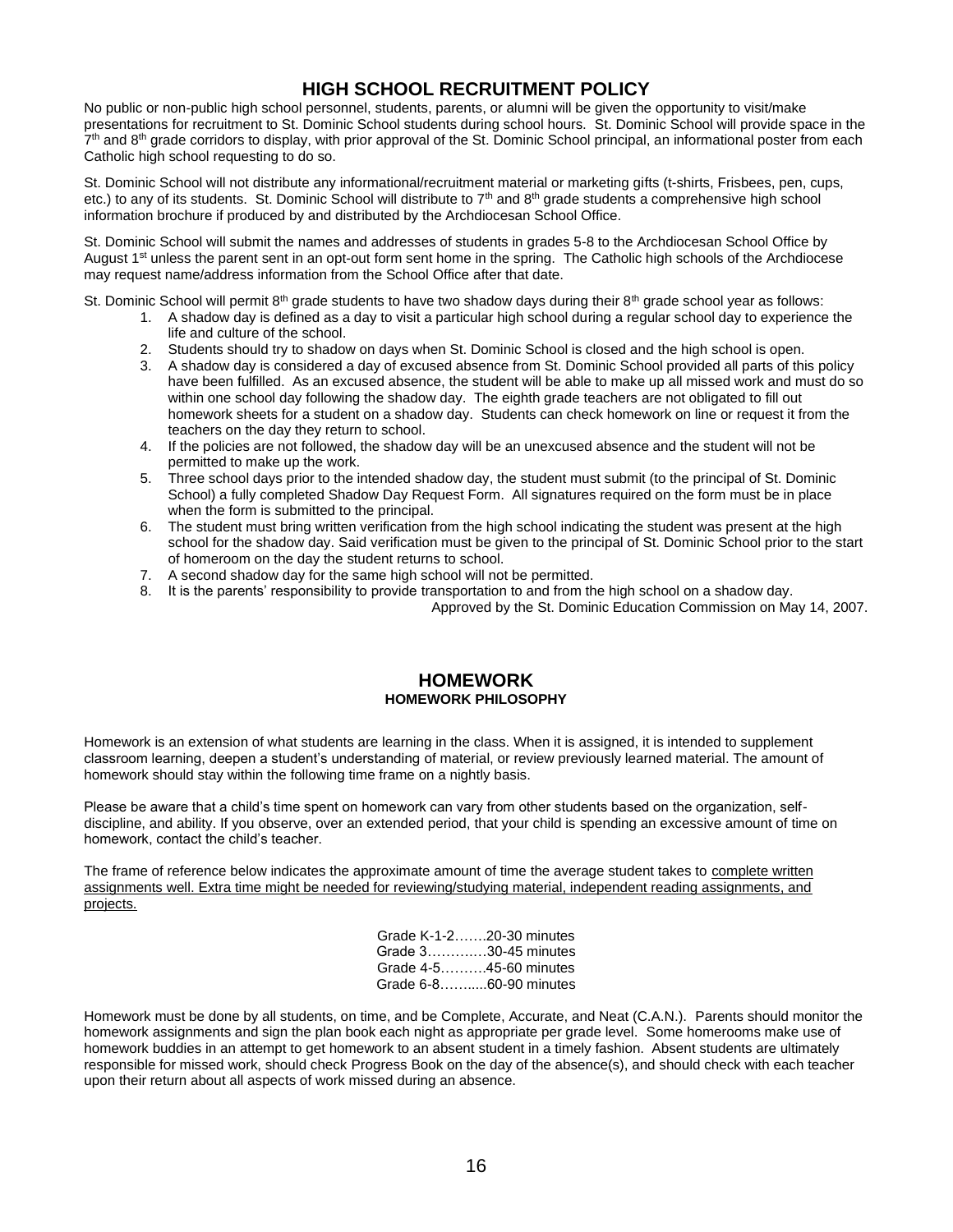## HIGH SCHOOL RECRUITMENT POLICY

No public or non-public high school personnel, students, parents, or alumni will be given the opportunity to visit/make presentations for recruitment to St. Dominic School students during school hours. St. Dominic School will provide space in the 7th and 8th grade corridors to display, with prior approval of the St. Dominic School principal, an informational poster from each Catholic high school requesting to do so.

St. Dominic School will not distribute any informational/recruitment material or marketing gifts (t-shirts, Frisbees, pen, cups, etc.) to any of its students. St. Dominic School will distribute to 7th and 8th grade students a comprehensive high school information brochure if produced by and distributed by the Archdiocesan School Office.

St. Dominic School will submit the names and addresses of students in grades 5-8 to the Archdiocesan School Office by August 1st unless the parent sent in an opt-out form sent home in the spring. The Catholic high schools of the Archdiocese may request name/address information from the School Office after that date.

St. Dominic School will permit 8th grade students to have two shadow days during their 8th grade school year as follows:

1. A shadow day is defined as a day to visit a particular high school during a regular school day to experience the life and culture of the school.
2. Students should try to shadow on days when St. Dominic School is closed and the high school is open.
3. A shadow day is considered a day of excused absence from St. Dominic School provided all parts of this policy have been fulfilled. As an excused absence, the student will be able to make up all missed work and must do so within one school day following the shadow day. The eighth grade teachers are not obligated to fill out homework sheets for a student on a shadow day. Students can check homework on line or request it from the teachers on the day they return to school.
4. If the policies are not followed, the shadow day will be an unexcused absence and the student will not be permitted to make up the work.
5. Three school days prior to the intended shadow day, the student must submit (to the principal of St. Dominic School) a fully completed Shadow Day Request Form. All signatures required on the form must be in place when the form is submitted to the principal.
6. The student must bring written verification from the high school indicating the student was present at the high school for the shadow day. Said verification must be given to the principal of St. Dominic School prior to the start of homeroom on the day the student returns to school.
7. A second shadow day for the same high school will not be permitted.
8. It is the parents' responsibility to provide transportation to and from the high school on a shadow day.

Approved by the St. Dominic Education Commission on May 14, 2007.

## HOMEWORK

### HOMEWORK PHILOSOPHY

Homework is an extension of what students are learning in the class. When it is assigned, it is intended to supplement classroom learning, deepen a student's understanding of material, or review previously learned material. The amount of homework should stay within the following time frame on a nightly basis.

Please be aware that a child's time spent on homework can vary from other students based on the organization, self-discipline, and ability. If you observe, over an extended period, that your child is spending an excessive amount of time on homework, contact the child's teacher.

The frame of reference below indicates the approximate amount of time the average student takes to complete written assignments well. Extra time might be needed for reviewing/studying material, independent reading assignments, and projects.

Grade K-1-2…….20-30 minutes
Grade 3…………30-45 minutes
Grade 4-5……….45-60 minutes
Grade 6-8……....60-90 minutes

Homework must be done by all students, on time, and be Complete, Accurate, and Neat (C.A.N.). Parents should monitor the homework assignments and sign the plan book each night as appropriate per grade level. Some homerooms make use of homework buddies in an attempt to get homework to an absent student in a timely fashion. Absent students are ultimately responsible for missed work, should check Progress Book on the day of the absence(s), and should check with each teacher upon their return about all aspects of work missed during an absence.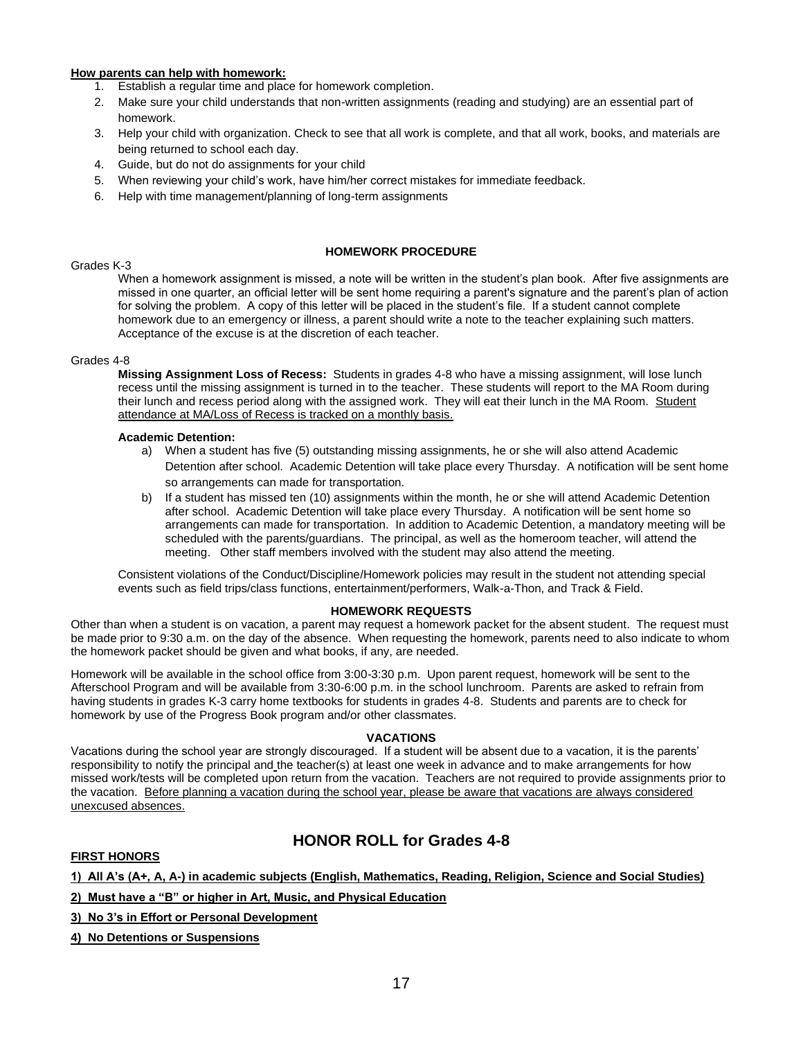**<u>How parents can help with homework:</u>**

1. Establish a regular time and place for homework completion.
2. Make sure your child understands that non-written assignments (reading and studying) are an essential part of homework.
3. Help your child with organization. Check to see that all work is complete, and that all work, books, and materials are being returned to school each day.
4. Guide, but do not do assignments for your child
5. When reviewing your child's work, have him/her correct mistakes for immediate feedback.
6. Help with time management/planning of long-term assignments

### HOMEWORK PROCEDURE

Grades K-3

When a homework assignment is missed, a note will be written in the student's plan book. After five assignments are missed in one quarter, an official letter will be sent home requiring a parent's signature and the parent's plan of action for solving the problem. A copy of this letter will be placed in the student's file. If a student cannot complete homework due to an emergency or illness, a parent should write a note to the teacher explaining such matters. Acceptance of the excuse is at the discretion of each teacher.

Grades 4-8

**Missing Assignment Loss of Recess:** Students in grades 4-8 who have a missing assignment, will lose lunch recess until the missing assignment is turned in to the teacher. These students will report to the MA Room during their lunch and recess period along with the assigned work. They will eat their lunch in the MA Room. <u>Student attendance at MA/Loss of Recess is tracked on a monthly basis.</u>

**Academic Detention:**

a) When a student has five (5) outstanding missing assignments, he or she will also attend Academic Detention after school. Academic Detention will take place every Thursday. A notification will be sent home so arrangements can made for transportation.

b) If a student has missed ten (10) assignments within the month, he or she will attend Academic Detention after school. Academic Detention will take place every Thursday. A notification will be sent home so arrangements can made for transportation. In addition to Academic Detention, a mandatory meeting will be scheduled with the parents/guardians. The principal, as well as the homeroom teacher, will attend the meeting. Other staff members involved with the student may also attend the meeting.

Consistent violations of the Conduct/Discipline/Homework policies may result in the student not attending special events such as field trips/class functions, entertainment/performers, Walk-a-Thon, and Track & Field.

### HOMEWORK REQUESTS

Other than when a student is on vacation, a parent may request a homework packet for the absent student. The request must be made prior to 9:30 a.m. on the day of the absence. When requesting the homework, parents need to also indicate to whom the homework packet should be given and what books, if any, are needed.

Homework will be available in the school office from 3:00-3:30 p.m. Upon parent request, homework will be sent to the Afterschool Program and will be available from 3:30-6:00 p.m. in the school lunchroom. Parents are asked to refrain from having students in grades K-3 carry home textbooks for students in grades 4-8. Students and parents are to check for homework by use of the Progress Book program and/or other classmates.

### VACATIONS

Vacations during the school year are strongly discouraged. If a student will be absent due to a vacation, it is the parents' responsibility to notify the principal and the teacher(s) at least one week in advance and to make arrangements for how missed work/tests will be completed upon return from the vacation. Teachers are not required to provide assignments prior to the vacation. <u>Before planning a vacation during the school year, please be aware that vacations are always considered unexcused absences.</u>

## HONOR ROLL for Grades 4-8

**<u>FIRST HONORS</u>**

**<u>1) All A's (A+, A, A-) in academic subjects (English, Mathematics, Reading, Religion, Science and Social Studies)</u>**

**<u>2) Must have a "B" or higher in Art, Music, and Physical Education</u>**

**<u>3) No 3's in Effort or Personal Development</u>**

**<u>4) No Detentions or Suspensions</u>**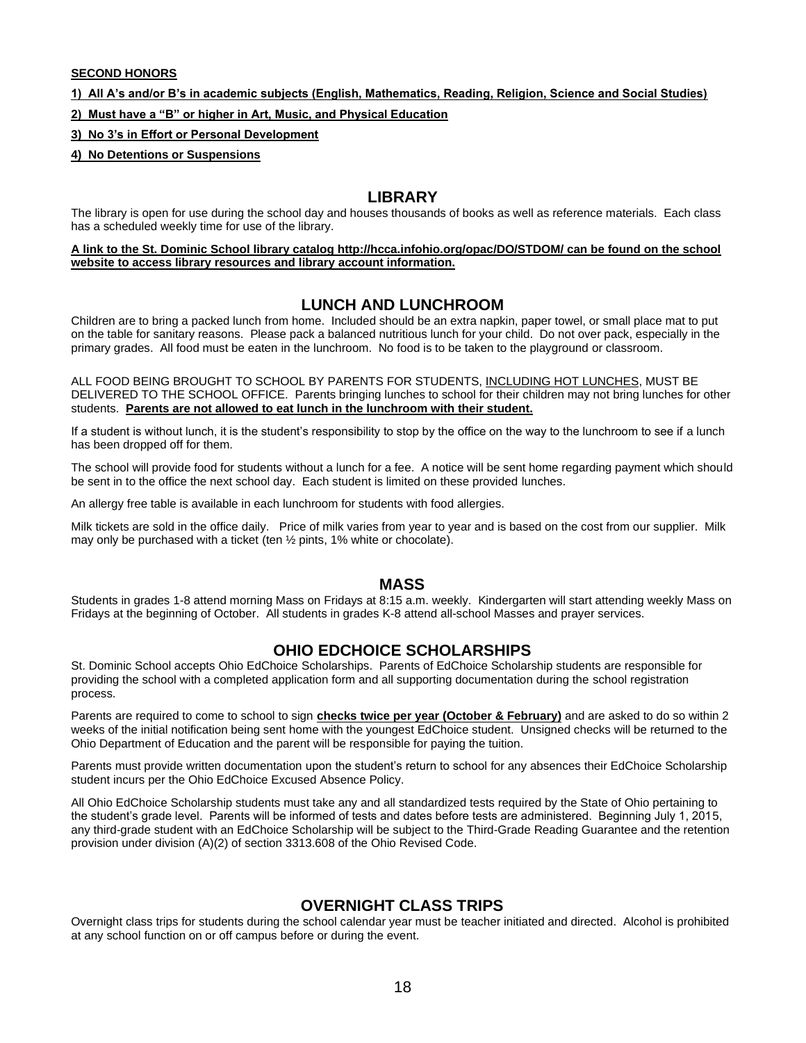**SECOND HONORS**

**1) All A's and/or B's in academic subjects (English, Mathematics, Reading, Religion, Science and Social Studies)**

**2) Must have a "B" or higher in Art, Music, and Physical Education**

**3) No 3's in Effort or Personal Development**

**4) No Detentions or Suspensions**

## LIBRARY

The library is open for use during the school day and houses thousands of books as well as reference materials. Each class has a scheduled weekly time for use of the library.

**A link to the St. Dominic School library catalog http://hcca.infohio.org/opac/DO/STDOM/ can be found on the school website to access library resources and library account information.**

## LUNCH AND LUNCHROOM

Children are to bring a packed lunch from home. Included should be an extra napkin, paper towel, or small place mat to put on the table for sanitary reasons. Please pack a balanced nutritious lunch for your child. Do not over pack, especially in the primary grades. All food must be eaten in the lunchroom. No food is to be taken to the playground or classroom.

ALL FOOD BEING BROUGHT TO SCHOOL BY PARENTS FOR STUDENTS, INCLUDING HOT LUNCHES, MUST BE DELIVERED TO THE SCHOOL OFFICE. Parents bringing lunches to school for their children may not bring lunches for other students. **Parents are not allowed to eat lunch in the lunchroom with their student.**

If a student is without lunch, it is the student's responsibility to stop by the office on the way to the lunchroom to see if a lunch has been dropped off for them.

The school will provide food for students without a lunch for a fee. A notice will be sent home regarding payment which should be sent in to the office the next school day. Each student is limited on these provided lunches.

An allergy free table is available in each lunchroom for students with food allergies.

Milk tickets are sold in the office daily. Price of milk varies from year to year and is based on the cost from our supplier. Milk may only be purchased with a ticket (ten ½ pints, 1% white or chocolate).

## MASS

Students in grades 1-8 attend morning Mass on Fridays at 8:15 a.m. weekly. Kindergarten will start attending weekly Mass on Fridays at the beginning of October. All students in grades K-8 attend all-school Masses and prayer services.

## OHIO EDCHOICE SCHOLARSHIPS

St. Dominic School accepts Ohio EdChoice Scholarships. Parents of EdChoice Scholarship students are responsible for providing the school with a completed application form and all supporting documentation during the school registration process.

Parents are required to come to school to sign **checks twice per year (October & February)** and are asked to do so within 2 weeks of the initial notification being sent home with the youngest EdChoice student. Unsigned checks will be returned to the Ohio Department of Education and the parent will be responsible for paying the tuition.

Parents must provide written documentation upon the student's return to school for any absences their EdChoice Scholarship student incurs per the Ohio EdChoice Excused Absence Policy.

All Ohio EdChoice Scholarship students must take any and all standardized tests required by the State of Ohio pertaining to the student's grade level. Parents will be informed of tests and dates before tests are administered. Beginning July 1, 2015, any third-grade student with an EdChoice Scholarship will be subject to the Third-Grade Reading Guarantee and the retention provision under division (A)(2) of section 3313.608 of the Ohio Revised Code.

## OVERNIGHT CLASS TRIPS

Overnight class trips for students during the school calendar year must be teacher initiated and directed. Alcohol is prohibited at any school function on or off campus before or during the event.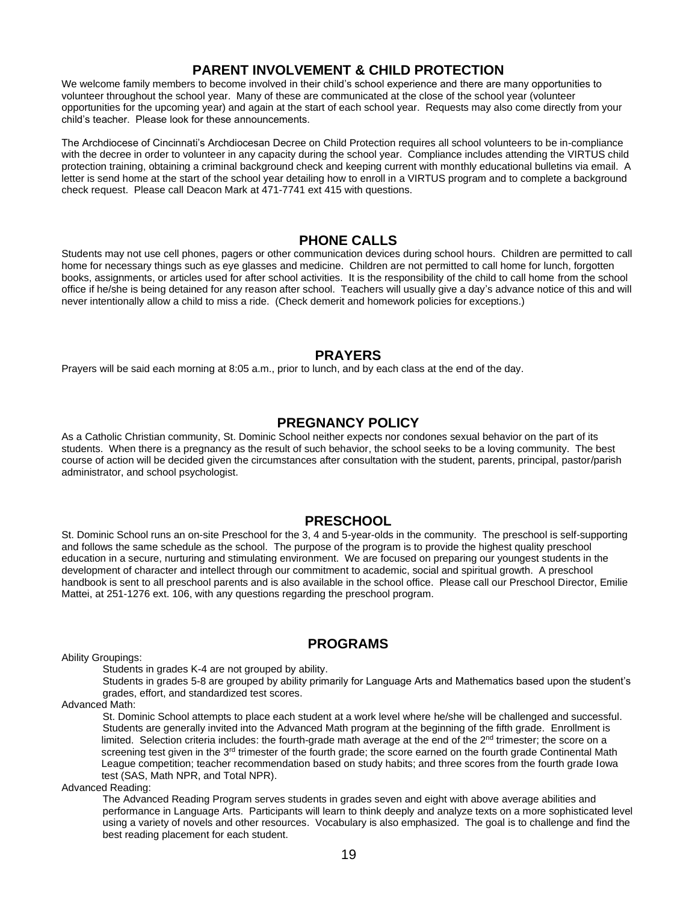## PARENT INVOLVEMENT & CHILD PROTECTION

We welcome family members to become involved in their child's school experience and there are many opportunities to volunteer throughout the school year. Many of these are communicated at the close of the school year (volunteer opportunities for the upcoming year) and again at the start of each school year. Requests may also come directly from your child's teacher. Please look for these announcements.

The Archdiocese of Cincinnati's Archdiocesan Decree on Child Protection requires all school volunteers to be in-compliance with the decree in order to volunteer in any capacity during the school year. Compliance includes attending the VIRTUS child protection training, obtaining a criminal background check and keeping current with monthly educational bulletins via email. A letter is send home at the start of the school year detailing how to enroll in a VIRTUS program and to complete a background check request. Please call Deacon Mark at 471-7741 ext 415 with questions.

## PHONE CALLS

Students may not use cell phones, pagers or other communication devices during school hours. Children are permitted to call home for necessary things such as eye glasses and medicine. Children are not permitted to call home for lunch, forgotten books, assignments, or articles used for after school activities. It is the responsibility of the child to call home from the school office if he/she is being detained for any reason after school. Teachers will usually give a day's advance notice of this and will never intentionally allow a child to miss a ride. (Check demerit and homework policies for exceptions.)

## PRAYERS

Prayers will be said each morning at 8:05 a.m., prior to lunch, and by each class at the end of the day.

## PREGNANCY POLICY

As a Catholic Christian community, St. Dominic School neither expects nor condones sexual behavior on the part of its students. When there is a pregnancy as the result of such behavior, the school seeks to be a loving community. The best course of action will be decided given the circumstances after consultation with the student, parents, principal, pastor/parish administrator, and school psychologist.

## PRESCHOOL

St. Dominic School runs an on-site Preschool for the 3, 4 and 5-year-olds in the community. The preschool is self-supporting and follows the same schedule as the school. The purpose of the program is to provide the highest quality preschool education in a secure, nurturing and stimulating environment. We are focused on preparing our youngest students in the development of character and intellect through our commitment to academic, social and spiritual growth. A preschool handbook is sent to all preschool parents and is also available in the school office. Please call our Preschool Director, Emilie Mattei, at 251-1276 ext. 106, with any questions regarding the preschool program.

## PROGRAMS

Ability Groupings:

Students in grades K-4 are not grouped by ability.

Students in grades 5-8 are grouped by ability primarily for Language Arts and Mathematics based upon the student's grades, effort, and standardized test scores.

Advanced Math:

St. Dominic School attempts to place each student at a work level where he/she will be challenged and successful. Students are generally invited into the Advanced Math program at the beginning of the fifth grade. Enrollment is limited. Selection criteria includes: the fourth-grade math average at the end of the 2nd trimester; the score on a screening test given in the 3rd trimester of the fourth grade; the score earned on the fourth grade Continental Math League competition; teacher recommendation based on study habits; and three scores from the fourth grade Iowa test (SAS, Math NPR, and Total NPR).

Advanced Reading:

The Advanced Reading Program serves students in grades seven and eight with above average abilities and performance in Language Arts. Participants will learn to think deeply and analyze texts on a more sophisticated level using a variety of novels and other resources. Vocabulary is also emphasized. The goal is to challenge and find the best reading placement for each student.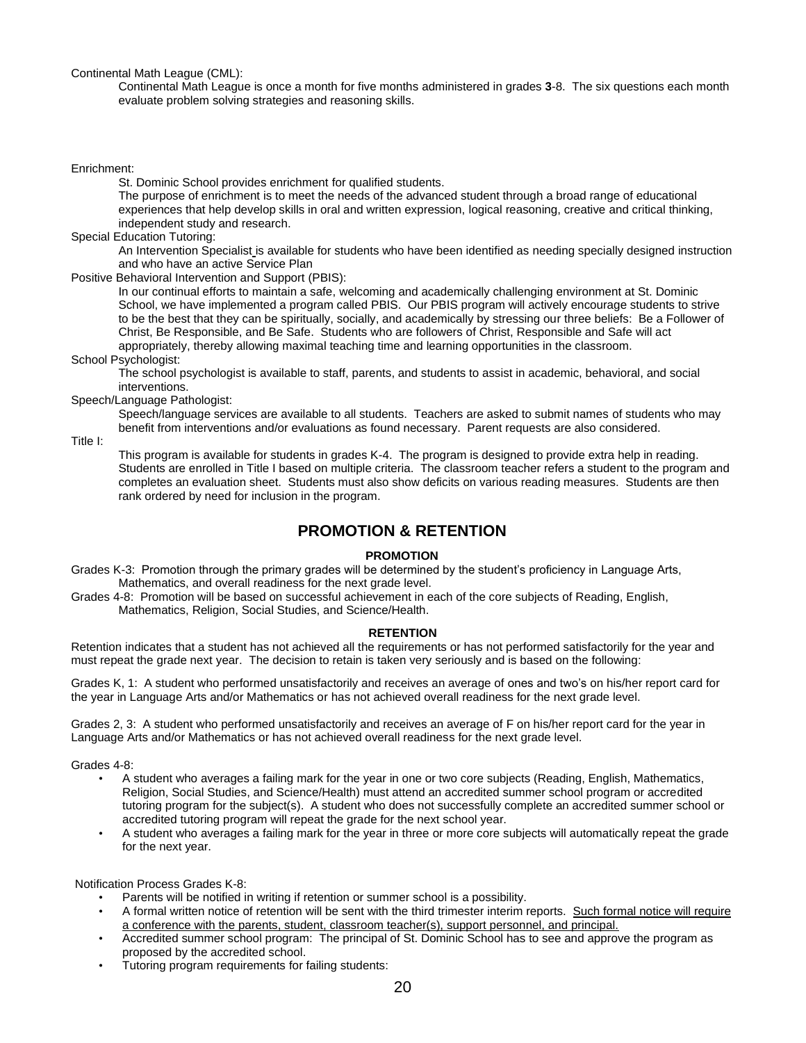Continental Math League (CML):

Continental Math League is once a month for five months administered in grades **3**-8. The six questions each month evaluate problem solving strategies and reasoning skills.

Enrichment:

St. Dominic School provides enrichment for qualified students.

The purpose of enrichment is to meet the needs of the advanced student through a broad range of educational experiences that help develop skills in oral and written expression, logical reasoning, creative and critical thinking, independent study and research.

Special Education Tutoring:

An Intervention Specialist is available for students who have been identified as needing specially designed instruction and who have an active Service Plan

Positive Behavioral Intervention and Support (PBIS):

In our continual efforts to maintain a safe, welcoming and academically challenging environment at St. Dominic School, we have implemented a program called PBIS. Our PBIS program will actively encourage students to strive to be the best that they can be spiritually, socially, and academically by stressing our three beliefs: Be a Follower of Christ, Be Responsible, and Be Safe. Students who are followers of Christ, Responsible and Safe will act appropriately, thereby allowing maximal teaching time and learning opportunities in the classroom.

School Psychologist:

The school psychologist is available to staff, parents, and students to assist in academic, behavioral, and social interventions.

Speech/Language Pathologist:

Speech/language services are available to all students. Teachers are asked to submit names of students who may benefit from interventions and/or evaluations as found necessary. Parent requests are also considered.

Title I:

This program is available for students in grades K-4. The program is designed to provide extra help in reading. Students are enrolled in Title I based on multiple criteria. The classroom teacher refers a student to the program and completes an evaluation sheet. Students must also show deficits on various reading measures. Students are then rank ordered by need for inclusion in the program.

## PROMOTION & RETENTION

### PROMOTION

Grades K-3: Promotion through the primary grades will be determined by the student's proficiency in Language Arts, Mathematics, and overall readiness for the next grade level.

Grades 4-8: Promotion will be based on successful achievement in each of the core subjects of Reading, English, Mathematics, Religion, Social Studies, and Science/Health.

### RETENTION

Retention indicates that a student has not achieved all the requirements or has not performed satisfactorily for the year and must repeat the grade next year. The decision to retain is taken very seriously and is based on the following:

Grades K, 1: A student who performed unsatisfactorily and receives an average of ones and two's on his/her report card for the year in Language Arts and/or Mathematics or has not achieved overall readiness for the next grade level.

Grades 2, 3: A student who performed unsatisfactorily and receives an average of F on his/her report card for the year in Language Arts and/or Mathematics or has not achieved overall readiness for the next grade level.

Grades 4-8:

- A student who averages a failing mark for the year in one or two core subjects (Reading, English, Mathematics, Religion, Social Studies, and Science/Health) must attend an accredited summer school program or accredited tutoring program for the subject(s). A student who does not successfully complete an accredited summer school or accredited tutoring program will repeat the grade for the next school year.
- A student who averages a failing mark for the year in three or more core subjects will automatically repeat the grade for the next year.

Notification Process Grades K-8:

- Parents will be notified in writing if retention or summer school is a possibility.
- A formal written notice of retention will be sent with the third trimester interim reports. Such formal notice will require a conference with the parents, student, classroom teacher(s), support personnel, and principal.
- Accredited summer school program: The principal of St. Dominic School has to see and approve the program as proposed by the accredited school.
- Tutoring program requirements for failing students: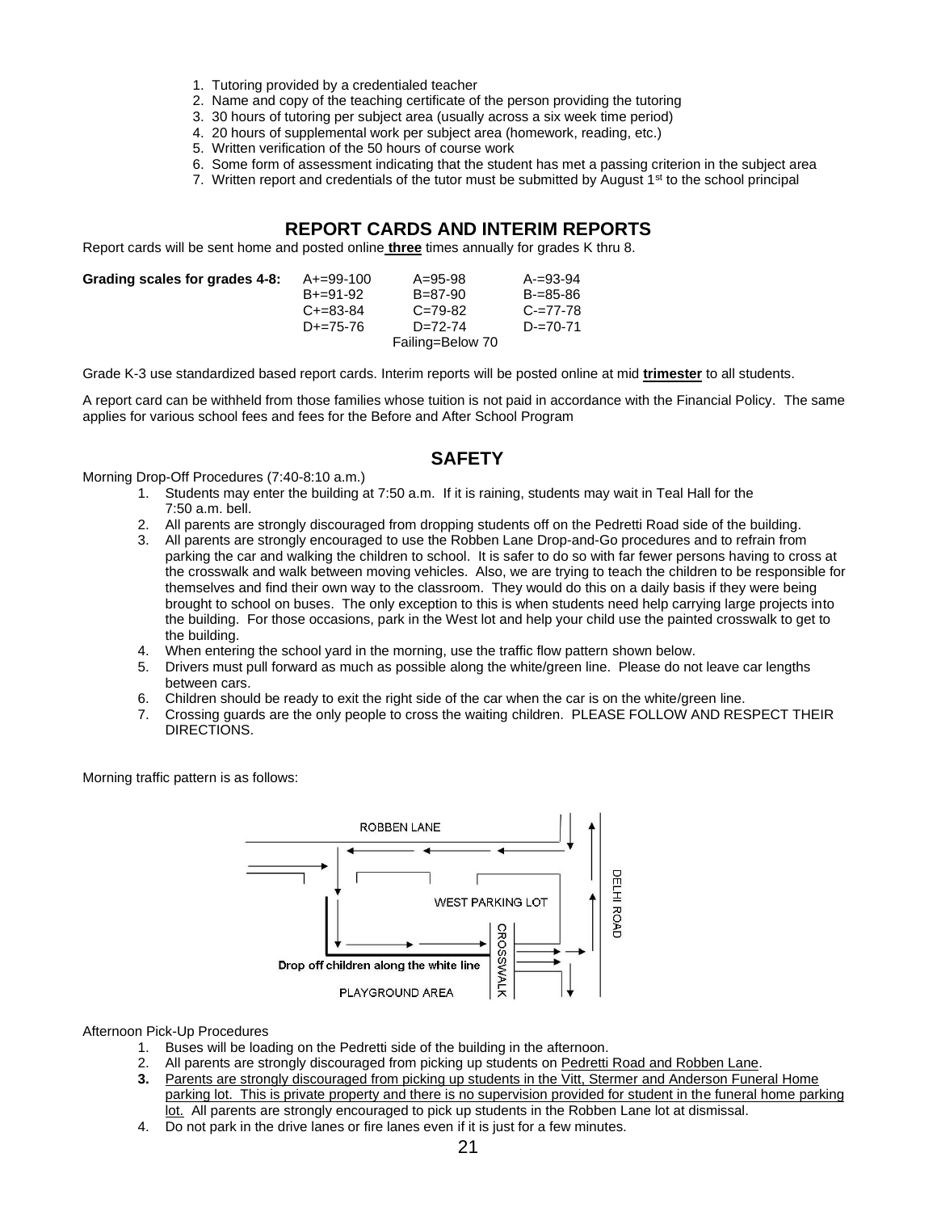1. Tutoring provided by a credentialed teacher
2. Name and copy of the teaching certificate of the person providing the tutoring
3. 30 hours of tutoring per subject area (usually across a six week time period)
4. 20 hours of supplemental work per subject area (homework, reading, etc.)
5. Written verification of the 50 hours of course work
6. Some form of assessment indicating that the student has met a passing criterion in the subject area
7. Written report and credentials of the tutor must be submitted by August 1st to the school principal

## REPORT CARDS AND INTERIM REPORTS

Report cards will be sent home and posted online **three** times annually for grades K thru 8.

| **Grading scales for grades 4-8:** | | | |
|---|---|---|---|
| | A+=99-100 | A=95-98 | A-=93-94 |
| | B+=91-92 | B=87-90 | B-=85-86 |
| | C+=83-84 | C=79-82 | C-=77-78 |
| | D+=75-76 | D=72-74 | D-=70-71 |
| | | Failing=Below 70 | |

Grade K-3 use standardized based report cards. Interim reports will be posted online at mid **trimester** to all students.

A report card can be withheld from those families whose tuition is not paid in accordance with the Financial Policy. The same applies for various school fees and fees for the Before and After School Program

## SAFETY

Morning Drop-Off Procedures (7:40-8:10 a.m.)

1. Students may enter the building at 7:50 a.m. If it is raining, students may wait in Teal Hall for the 7:50 a.m. bell.
2. All parents are strongly discouraged from dropping students off on the Pedretti Road side of the building.
3. All parents are strongly encouraged to use the Robben Lane Drop-and-Go procedures and to refrain from parking the car and walking the children to school. It is safer to do so with far fewer persons having to cross at the crosswalk and walk between moving vehicles. Also, we are trying to teach the children to be responsible for themselves and find their own way to the classroom. They would do this on a daily basis if they were being brought to school on buses. The only exception to this is when students need help carrying large projects into the building. For those occasions, park in the West lot and help your child use the painted crosswalk to get to the building.
4. When entering the school yard in the morning, use the traffic flow pattern shown below.
5. Drivers must pull forward as much as possible along the white/green line. Please do not leave car lengths between cars.
6. Children should be ready to exit the right side of the car when the car is on the white/green line.
7. Crossing guards are the only people to cross the waiting children. PLEASE FOLLOW AND RESPECT THEIR DIRECTIONS.

Morning traffic pattern is as follows:

ROBBEN LANE

WEST PARKING LOT

DELHI ROAD

CROSSWALK

Drop off children along the white line

PLAYGROUND AREA

Afternoon Pick-Up Procedures

1. Buses will be loading on the Pedretti side of the building in the afternoon.
2. All parents are strongly discouraged from picking up students on <u>Pedretti Road and Robben Lane</u>.
3. <u>Parents are strongly discouraged from picking up students in the Vitt, Stermer and Anderson Funeral Home parking lot. This is private property and there is no supervision provided for student in the funeral home parking lot.</u> All parents are strongly encouraged to pick up students in the Robben Lane lot at dismissal.
4. Do not park in the drive lanes or fire lanes even if it is just for a few minutes.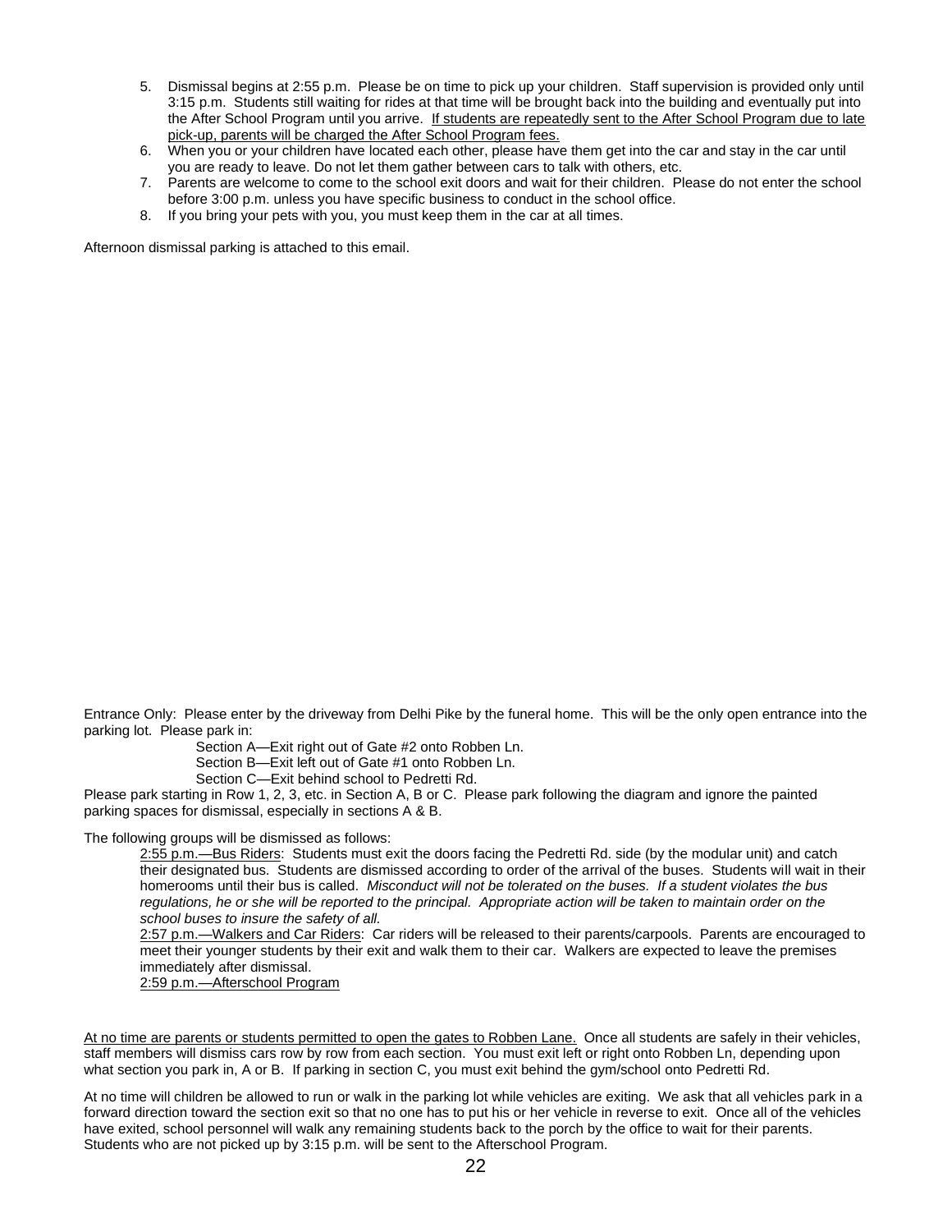5. Dismissal begins at 2:55 p.m. Please be on time to pick up your children. Staff supervision is provided only until 3:15 p.m. Students still waiting for rides at that time will be brought back into the building and eventually put into the After School Program until you arrive. <u>If students are repeatedly sent to the After School Program due to late pick-up, parents will be charged the After School Program fees.</u>
6. When you or your children have located each other, please have them get into the car and stay in the car until you are ready to leave. Do not let them gather between cars to talk with others, etc.
7. Parents are welcome to come to the school exit doors and wait for their children. Please do not enter the school before 3:00 p.m. unless you have specific business to conduct in the school office.
8. If you bring your pets with you, you must keep them in the car at all times.

Afternoon dismissal parking is attached to this email.

Entrance Only: Please enter by the driveway from Delhi Pike by the funeral home. This will be the only open entrance into the parking lot. Please park in:

Section A—Exit right out of Gate #2 onto Robben Ln.
Section B—Exit left out of Gate #1 onto Robben Ln.
Section C—Exit behind school to Pedretti Rd.

Please park starting in Row 1, 2, 3, etc. in Section A, B or C. Please park following the diagram and ignore the painted parking spaces for dismissal, especially in sections A & B.

The following groups will be dismissed as follows:

<u>2:55 p.m.—Bus Riders</u>: Students must exit the doors facing the Pedretti Rd. side (by the modular unit) and catch their designated bus. Students are dismissed according to order of the arrival of the buses. Students will wait in their homerooms until their bus is called. *Misconduct will not be tolerated on the buses. If a student violates the bus regulations, he or she will be reported to the principal. Appropriate action will be taken to maintain order on the school buses to insure the safety of all.*

<u>2:57 p.m.—Walkers and Car Riders</u>: Car riders will be released to their parents/carpools. Parents are encouraged to meet their younger students by their exit and walk them to their car. Walkers are expected to leave the premises immediately after dismissal.

<u>2:59 p.m.—Afterschool Program</u>

<u>At no time are parents or students permitted to open the gates to Robben Lane.</u> Once all students are safely in their vehicles, staff members will dismiss cars row by row from each section. You must exit left or right onto Robben Ln, depending upon what section you park in, A or B. If parking in section C, you must exit behind the gym/school onto Pedretti Rd.

At no time will children be allowed to run or walk in the parking lot while vehicles are exiting. We ask that all vehicles park in a forward direction toward the section exit so that no one has to put his or her vehicle in reverse to exit. Once all of the vehicles have exited, school personnel will walk any remaining students back to the porch by the office to wait for their parents. Students who are not picked up by 3:15 p.m. will be sent to the Afterschool Program.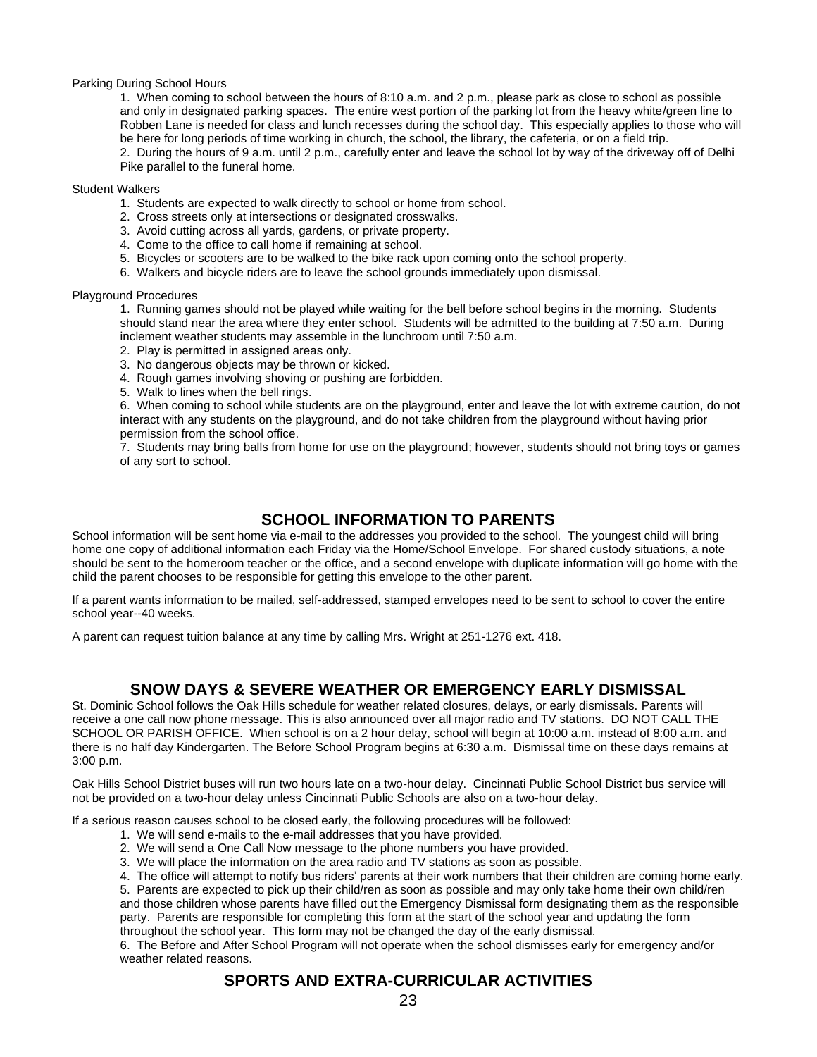Parking During School Hours

1. When coming to school between the hours of 8:10 a.m. and 2 p.m., please park as close to school as possible and only in designated parking spaces. The entire west portion of the parking lot from the heavy white/green line to Robben Lane is needed for class and lunch recesses during the school day. This especially applies to those who will be here for long periods of time working in church, the school, the library, the cafeteria, or on a field trip.
2. During the hours of 9 a.m. until 2 p.m., carefully enter and leave the school lot by way of the driveway off of Delhi Pike parallel to the funeral home.

Student Walkers

1. Students are expected to walk directly to school or home from school.
2. Cross streets only at intersections or designated crosswalks.
3. Avoid cutting across all yards, gardens, or private property.
4. Come to the office to call home if remaining at school.
5. Bicycles or scooters are to be walked to the bike rack upon coming onto the school property.
6. Walkers and bicycle riders are to leave the school grounds immediately upon dismissal.

Playground Procedures

1. Running games should not be played while waiting for the bell before school begins in the morning. Students should stand near the area where they enter school. Students will be admitted to the building at 7:50 a.m. During inclement weather students may assemble in the lunchroom until 7:50 a.m.
2. Play is permitted in assigned areas only.
3. No dangerous objects may be thrown or kicked.
4. Rough games involving shoving or pushing are forbidden.
5. Walk to lines when the bell rings.
6. When coming to school while students are on the playground, enter and leave the lot with extreme caution, do not interact with any students on the playground, and do not take children from the playground without having prior permission from the school office.
7. Students may bring balls from home for use on the playground; however, students should not bring toys or games of any sort to school.

## SCHOOL INFORMATION TO PARENTS

School information will be sent home via e-mail to the addresses you provided to the school. The youngest child will bring home one copy of additional information each Friday via the Home/School Envelope. For shared custody situations, a note should be sent to the homeroom teacher or the office, and a second envelope with duplicate information will go home with the child the parent chooses to be responsible for getting this envelope to the other parent.

If a parent wants information to be mailed, self-addressed, stamped envelopes need to be sent to school to cover the entire school year--40 weeks.

A parent can request tuition balance at any time by calling Mrs. Wright at 251-1276 ext. 418.

## SNOW DAYS & SEVERE WEATHER OR EMERGENCY EARLY DISMISSAL

St. Dominic School follows the Oak Hills schedule for weather related closures, delays, or early dismissals. Parents will receive a one call now phone message. This is also announced over all major radio and TV stations. DO NOT CALL THE SCHOOL OR PARISH OFFICE. When school is on a 2 hour delay, school will begin at 10:00 a.m. instead of 8:00 a.m. and there is no half day Kindergarten. The Before School Program begins at 6:30 a.m. Dismissal time on these days remains at 3:00 p.m.

Oak Hills School District buses will run two hours late on a two-hour delay. Cincinnati Public School District bus service will not be provided on a two-hour delay unless Cincinnati Public Schools are also on a two-hour delay.

If a serious reason causes school to be closed early, the following procedures will be followed:

1. We will send e-mails to the e-mail addresses that you have provided.
2. We will send a One Call Now message to the phone numbers you have provided.
3. We will place the information on the area radio and TV stations as soon as possible.
4. The office will attempt to notify bus riders' parents at their work numbers that their children are coming home early.
5. Parents are expected to pick up their child/ren as soon as possible and may only take home their own child/ren and those children whose parents have filled out the Emergency Dismissal form designating them as the responsible party. Parents are responsible for completing this form at the start of the school year and updating the form throughout the school year. This form may not be changed the day of the early dismissal.
6. The Before and After School Program will not operate when the school dismisses early for emergency and/or weather related reasons.

## SPORTS AND EXTRA-CURRICULAR ACTIVITIES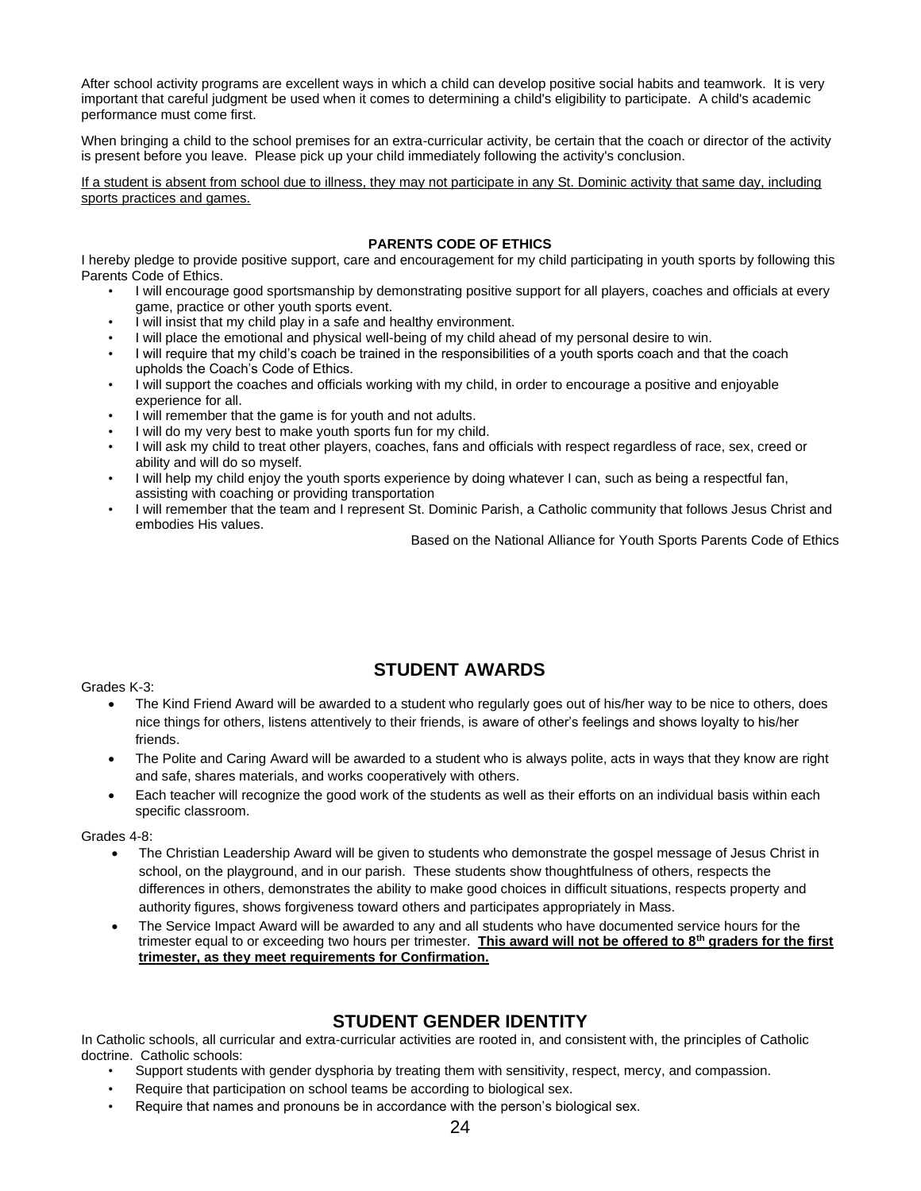After school activity programs are excellent ways in which a child can develop positive social habits and teamwork. It is very important that careful judgment be used when it comes to determining a child's eligibility to participate. A child's academic performance must come first.

When bringing a child to the school premises for an extra-curricular activity, be certain that the coach or director of the activity is present before you leave. Please pick up your child immediately following the activity's conclusion.

<u>If a student is absent from school due to illness, they may not participate in any St. Dominic activity that same day, including sports practices and games.</u>

**PARENTS CODE OF ETHICS**

I hereby pledge to provide positive support, care and encouragement for my child participating in youth sports by following this Parents Code of Ethics.

- I will encourage good sportsmanship by demonstrating positive support for all players, coaches and officials at every game, practice or other youth sports event.
- I will insist that my child play in a safe and healthy environment.
- I will place the emotional and physical well-being of my child ahead of my personal desire to win.
- I will require that my child's coach be trained in the responsibilities of a youth sports coach and that the coach upholds the Coach's Code of Ethics.
- I will support the coaches and officials working with my child, in order to encourage a positive and enjoyable experience for all.
- I will remember that the game is for youth and not adults.
- I will do my very best to make youth sports fun for my child.
- I will ask my child to treat other players, coaches, fans and officials with respect regardless of race, sex, creed or ability and will do so myself.
- I will help my child enjoy the youth sports experience by doing whatever I can, such as being a respectful fan, assisting with coaching or providing transportation
- I will remember that the team and I represent St. Dominic Parish, a Catholic community that follows Jesus Christ and embodies His values.

Based on the National Alliance for Youth Sports Parents Code of Ethics

## STUDENT AWARDS

Grades K-3:

- The Kind Friend Award will be awarded to a student who regularly goes out of his/her way to be nice to others, does nice things for others, listens attentively to their friends, is aware of other's feelings and shows loyalty to his/her friends.
- The Polite and Caring Award will be awarded to a student who is always polite, acts in ways that they know are right and safe, shares materials, and works cooperatively with others.
- Each teacher will recognize the good work of the students as well as their efforts on an individual basis within each specific classroom.

Grades 4-8:

- The Christian Leadership Award will be given to students who demonstrate the gospel message of Jesus Christ in school, on the playground, and in our parish. These students show thoughtfulness of others, respects the differences in others, demonstrates the ability to make good choices in difficult situations, respects property and authority figures, shows forgiveness toward others and participates appropriately in Mass.
- The Service Impact Award will be awarded to any and all students who have documented service hours for the trimester equal to or exceeding two hours per trimester. **<u>This award will not be offered to 8th graders for the first trimester, as they meet requirements for Confirmation.</u>**

## STUDENT GENDER IDENTITY

In Catholic schools, all curricular and extra-curricular activities are rooted in, and consistent with, the principles of Catholic doctrine. Catholic schools:

- Support students with gender dysphoria by treating them with sensitivity, respect, mercy, and compassion.
- Require that participation on school teams be according to biological sex.
- Require that names and pronouns be in accordance with the person's biological sex.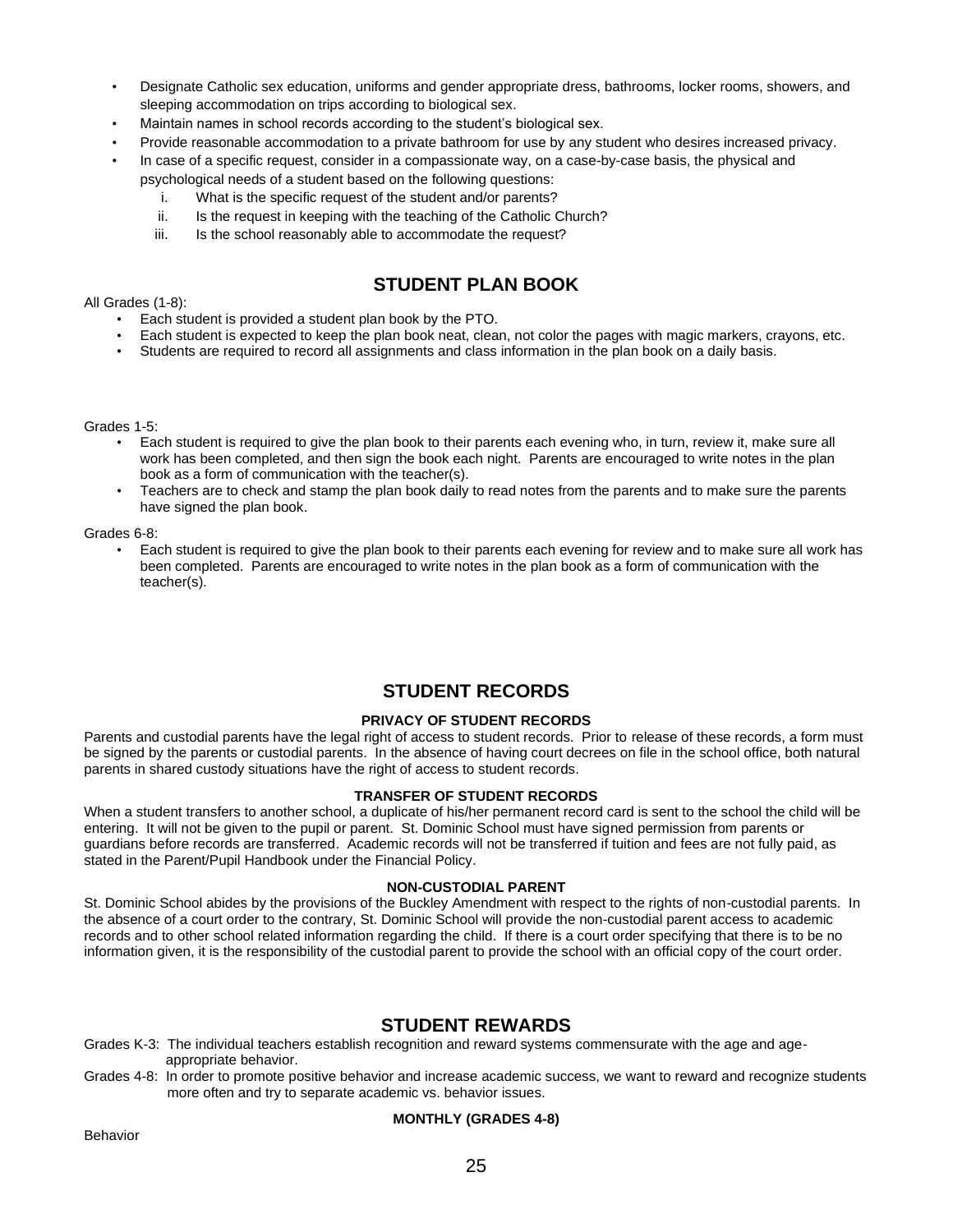- Designate Catholic sex education, uniforms and gender appropriate dress, bathrooms, locker rooms, showers, and sleeping accommodation on trips according to biological sex.
- Maintain names in school records according to the student's biological sex.
- Provide reasonable accommodation to a private bathroom for use by any student who desires increased privacy.
- In case of a specific request, consider in a compassionate way, on a case-by-case basis, the physical and psychological needs of a student based on the following questions:
    i. What is the specific request of the student and/or parents?
    ii. Is the request in keeping with the teaching of the Catholic Church?
    iii. Is the school reasonably able to accommodate the request?

## STUDENT PLAN BOOK

All Grades (1-8):

- Each student is provided a student plan book by the PTO.
- Each student is expected to keep the plan book neat, clean, not color the pages with magic markers, crayons, etc.
- Students are required to record all assignments and class information in the plan book on a daily basis.

Grades 1-5:

- Each student is required to give the plan book to their parents each evening who, in turn, review it, make sure all work has been completed, and then sign the book each night. Parents are encouraged to write notes in the plan book as a form of communication with the teacher(s).
- Teachers are to check and stamp the plan book daily to read notes from the parents and to make sure the parents have signed the plan book.

Grades 6-8:

- Each student is required to give the plan book to their parents each evening for review and to make sure all work has been completed. Parents are encouraged to write notes in the plan book as a form of communication with the teacher(s).

## STUDENT RECORDS

### PRIVACY OF STUDENT RECORDS

Parents and custodial parents have the legal right of access to student records. Prior to release of these records, a form must be signed by the parents or custodial parents. In the absence of having court decrees on file in the school office, both natural parents in shared custody situations have the right of access to student records.

### TRANSFER OF STUDENT RECORDS

When a student transfers to another school, a duplicate of his/her permanent record card is sent to the school the child will be entering. It will not be given to the pupil or parent. St. Dominic School must have signed permission from parents or guardians before records are transferred. Academic records will not be transferred if tuition and fees are not fully paid, as stated in the Parent/Pupil Handbook under the Financial Policy.

### NON-CUSTODIAL PARENT

St. Dominic School abides by the provisions of the Buckley Amendment with respect to the rights of non-custodial parents. In the absence of a court order to the contrary, St. Dominic School will provide the non-custodial parent access to academic records and to other school related information regarding the child. If there is a court order specifying that there is to be no information given, it is the responsibility of the custodial parent to provide the school with an official copy of the court order.

## STUDENT REWARDS

Grades K-3: The individual teachers establish recognition and reward systems commensurate with the age and age-appropriate behavior.

Grades 4-8: In order to promote positive behavior and increase academic success, we want to reward and recognize students more often and try to separate academic vs. behavior issues.

### MONTHLY (GRADES 4-8)

Behavior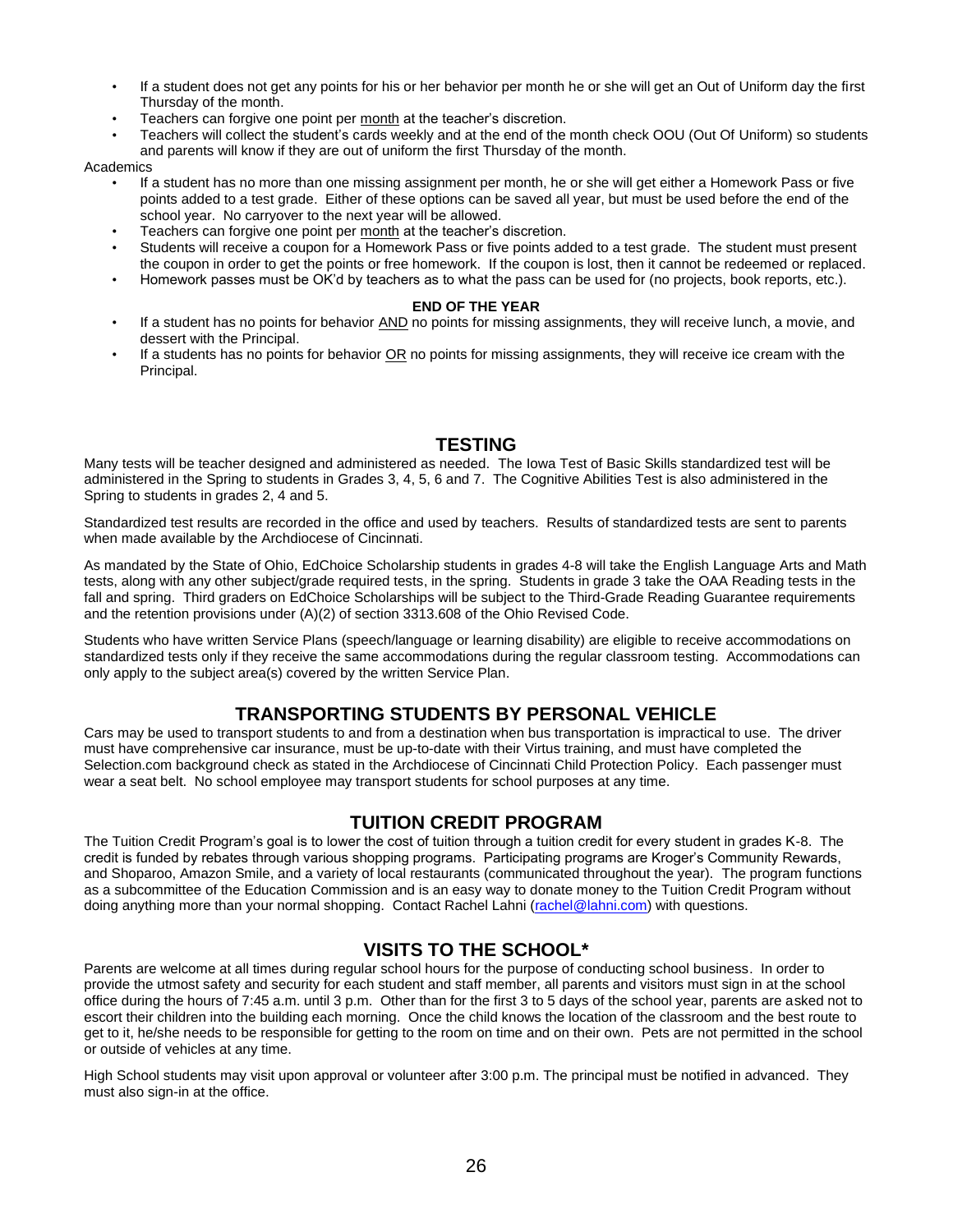- If a student does not get any points for his or her behavior per month he or she will get an Out of Uniform day the first Thursday of the month.
- Teachers can forgive one point per <u>month</u> at the teacher's discretion.
- Teachers will collect the student's cards weekly and at the end of the month check OOU (Out Of Uniform) so students and parents will know if they are out of uniform the first Thursday of the month.

Academics

- If a student has no more than one missing assignment per month, he or she will get either a Homework Pass or five points added to a test grade. Either of these options can be saved all year, but must be used before the end of the school year. No carryover to the next year will be allowed.
- Teachers can forgive one point per <u>month</u> at the teacher's discretion.
- Students will receive a coupon for a Homework Pass or five points added to a test grade. The student must present the coupon in order to get the points or free homework. If the coupon is lost, then it cannot be redeemed or replaced.
- Homework passes must be OK'd by teachers as to what the pass can be used for (no projects, book reports, etc.).

**END OF THE YEAR**

- If a student has no points for behavior <u>AND</u> no points for missing assignments, they will receive lunch, a movie, and dessert with the Principal.
- If a students has no points for behavior <u>OR</u> no points for missing assignments, they will receive ice cream with the Principal.

## TESTING

Many tests will be teacher designed and administered as needed. The Iowa Test of Basic Skills standardized test will be administered in the Spring to students in Grades 3, 4, 5, 6 and 7. The Cognitive Abilities Test is also administered in the Spring to students in grades 2, 4 and 5.

Standardized test results are recorded in the office and used by teachers. Results of standardized tests are sent to parents when made available by the Archdiocese of Cincinnati.

As mandated by the State of Ohio, EdChoice Scholarship students in grades 4-8 will take the English Language Arts and Math tests, along with any other subject/grade required tests, in the spring. Students in grade 3 take the OAA Reading tests in the fall and spring. Third graders on EdChoice Scholarships will be subject to the Third-Grade Reading Guarantee requirements and the retention provisions under (A)(2) of section 3313.608 of the Ohio Revised Code.

Students who have written Service Plans (speech/language or learning disability) are eligible to receive accommodations on standardized tests only if they receive the same accommodations during the regular classroom testing. Accommodations can only apply to the subject area(s) covered by the written Service Plan.

## TRANSPORTING STUDENTS BY PERSONAL VEHICLE

Cars may be used to transport students to and from a destination when bus transportation is impractical to use. The driver must have comprehensive car insurance, must be up-to-date with their Virtus training, and must have completed the Selection.com background check as stated in the Archdiocese of Cincinnati Child Protection Policy. Each passenger must wear a seat belt. No school employee may transport students for school purposes at any time.

## TUITION CREDIT PROGRAM

The Tuition Credit Program's goal is to lower the cost of tuition through a tuition credit for every student in grades K-8. The credit is funded by rebates through various shopping programs. Participating programs are Kroger's Community Rewards, and Shoparoo, Amazon Smile, and a variety of local restaurants (communicated throughout the year). The program functions as a subcommittee of the Education Commission and is an easy way to donate money to the Tuition Credit Program without doing anything more than your normal shopping. Contact Rachel Lahni (rachel@lahni.com) with questions.

## VISITS TO THE SCHOOL*

Parents are welcome at all times during regular school hours for the purpose of conducting school business. In order to provide the utmost safety and security for each student and staff member, all parents and visitors must sign in at the school office during the hours of 7:45 a.m. until 3 p.m. Other than for the first 3 to 5 days of the school year, parents are asked not to escort their children into the building each morning. Once the child knows the location of the classroom and the best route to get to it, he/she needs to be responsible for getting to the room on time and on their own. Pets are not permitted in the school or outside of vehicles at any time.

High School students may visit upon approval or volunteer after 3:00 p.m. The principal must be notified in advanced. They must also sign-in at the office.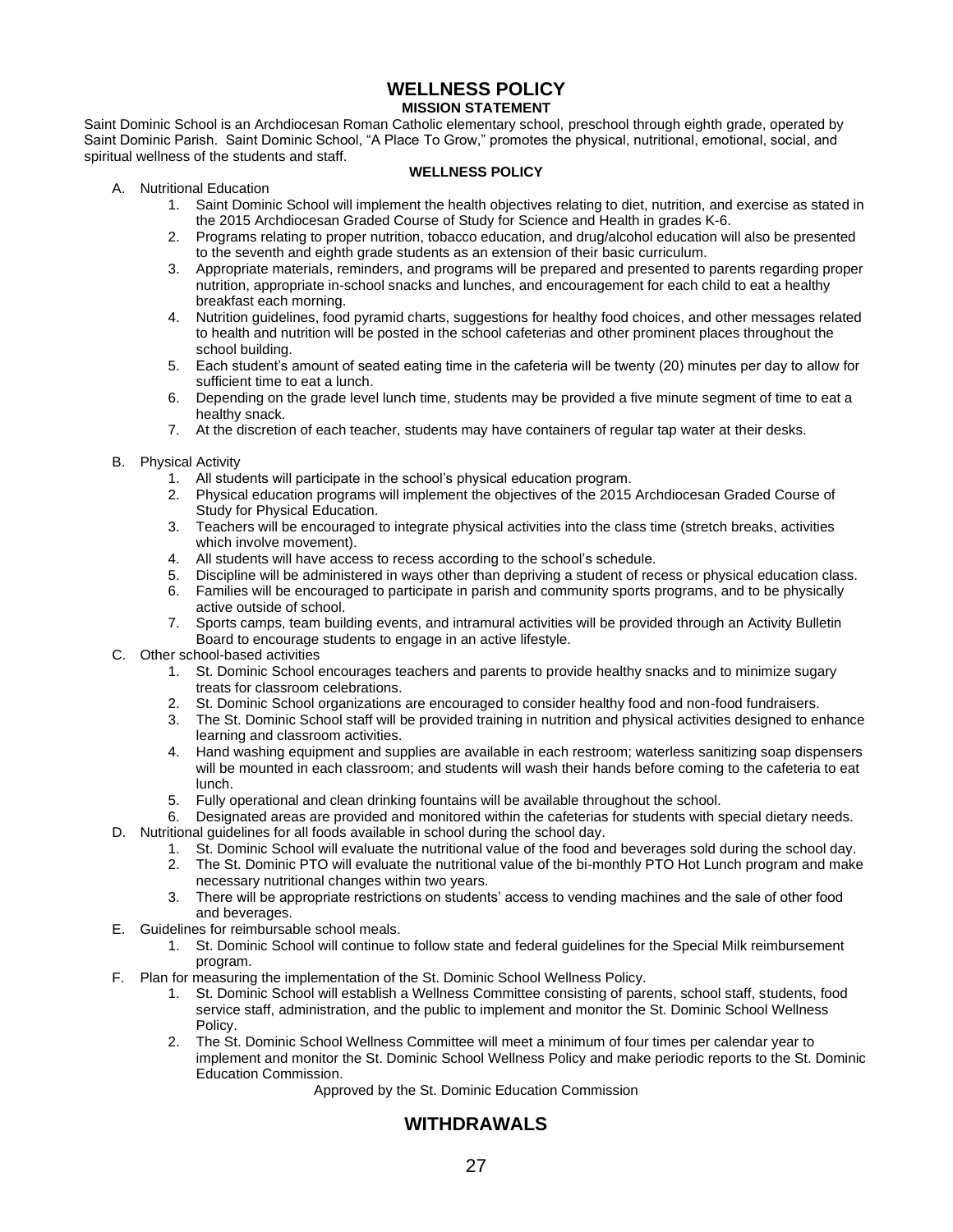# WELLNESS POLICY

## MISSION STATEMENT

Saint Dominic School is an Archdiocesan Roman Catholic elementary school, preschool through eighth grade, operated by Saint Dominic Parish. Saint Dominic School, "A Place To Grow," promotes the physical, nutritional, emotional, social, and spiritual wellness of the students and staff.

## WELLNESS POLICY

A. Nutritional Education
   1. Saint Dominic School will implement the health objectives relating to diet, nutrition, and exercise as stated in the 2015 Archdiocesan Graded Course of Study for Science and Health in grades K-6.
   2. Programs relating to proper nutrition, tobacco education, and drug/alcohol education will also be presented to the seventh and eighth grade students as an extension of their basic curriculum.
   3. Appropriate materials, reminders, and programs will be prepared and presented to parents regarding proper nutrition, appropriate in-school snacks and lunches, and encouragement for each child to eat a healthy breakfast each morning.
   4. Nutrition guidelines, food pyramid charts, suggestions for healthy food choices, and other messages related to health and nutrition will be posted in the school cafeterias and other prominent places throughout the school building.
   5. Each student's amount of seated eating time in the cafeteria will be twenty (20) minutes per day to allow for sufficient time to eat a lunch.
   6. Depending on the grade level lunch time, students may be provided a five minute segment of time to eat a healthy snack.
   7. At the discretion of each teacher, students may have containers of regular tap water at their desks.

B. Physical Activity
   1. All students will participate in the school's physical education program.
   2. Physical education programs will implement the objectives of the 2015 Archdiocesan Graded Course of Study for Physical Education.
   3. Teachers will be encouraged to integrate physical activities into the class time (stretch breaks, activities which involve movement).
   4. All students will have access to recess according to the school's schedule.
   5. Discipline will be administered in ways other than depriving a student of recess or physical education class.
   6. Families will be encouraged to participate in parish and community sports programs, and to be physically active outside of school.
   7. Sports camps, team building events, and intramural activities will be provided through an Activity Bulletin Board to encourage students to engage in an active lifestyle.

C. Other school-based activities
   1. St. Dominic School encourages teachers and parents to provide healthy snacks and to minimize sugary treats for classroom celebrations.
   2. St. Dominic School organizations are encouraged to consider healthy food and non-food fundraisers.
   3. The St. Dominic School staff will be provided training in nutrition and physical activities designed to enhance learning and classroom activities.
   4. Hand washing equipment and supplies are available in each restroom; waterless sanitizing soap dispensers will be mounted in each classroom; and students will wash their hands before coming to the cafeteria to eat lunch.
   5. Fully operational and clean drinking fountains will be available throughout the school.
   6. Designated areas are provided and monitored within the cafeterias for students with special dietary needs.

D. Nutritional guidelines for all foods available in school during the school day.
   1. St. Dominic School will evaluate the nutritional value of the food and beverages sold during the school day.
   2. The St. Dominic PTO will evaluate the nutritional value of the bi-monthly PTO Hot Lunch program and make necessary nutritional changes within two years.
   3. There will be appropriate restrictions on students' access to vending machines and the sale of other food and beverages.

E. Guidelines for reimbursable school meals.
   1. St. Dominic School will continue to follow state and federal guidelines for the Special Milk reimbursement program.

F. Plan for measuring the implementation of the St. Dominic School Wellness Policy.
   1. St. Dominic School will establish a Wellness Committee consisting of parents, school staff, students, food service staff, administration, and the public to implement and monitor the St. Dominic School Wellness Policy.
   2. The St. Dominic School Wellness Committee will meet a minimum of four times per calendar year to implement and monitor the St. Dominic School Wellness Policy and make periodic reports to the St. Dominic Education Commission.

Approved by the St. Dominic Education Commission

# WITHDRAWALS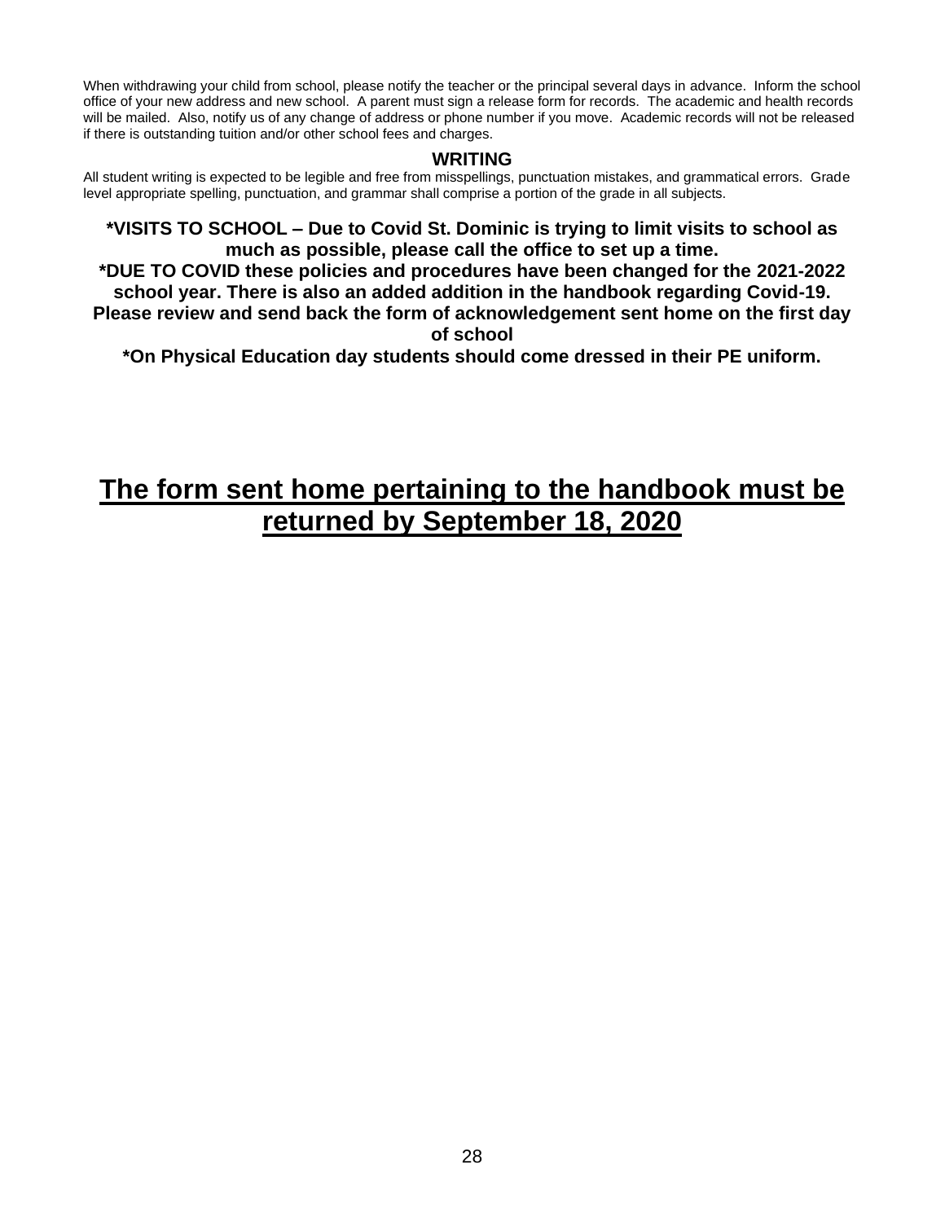When withdrawing your child from school, please notify the teacher or the principal several days in advance. Inform the school office of your new address and new school. A parent must sign a release form for records. The academic and health records will be mailed. Also, notify us of any change of address or phone number if you move. Academic records will not be released if there is outstanding tuition and/or other school fees and charges.

### WRITING

All student writing is expected to be legible and free from misspellings, punctuation mistakes, and grammatical errors. Grade level appropriate spelling, punctuation, and grammar shall comprise a portion of the grade in all subjects.

**\*VISITS TO SCHOOL – Due to Covid St. Dominic is trying to limit visits to school as much as possible, please call the office to set up a time.**

**\*DUE TO COVID these policies and procedures have been changed for the 2021-2022 school year. There is also an added addition in the handbook regarding Covid-19. Please review and send back the form of acknowledgement sent home on the first day of school**

**\*On Physical Education day students should come dressed in their PE uniform.**

## <u>The form sent home pertaining to the handbook must be returned by September 18, 2020</u>